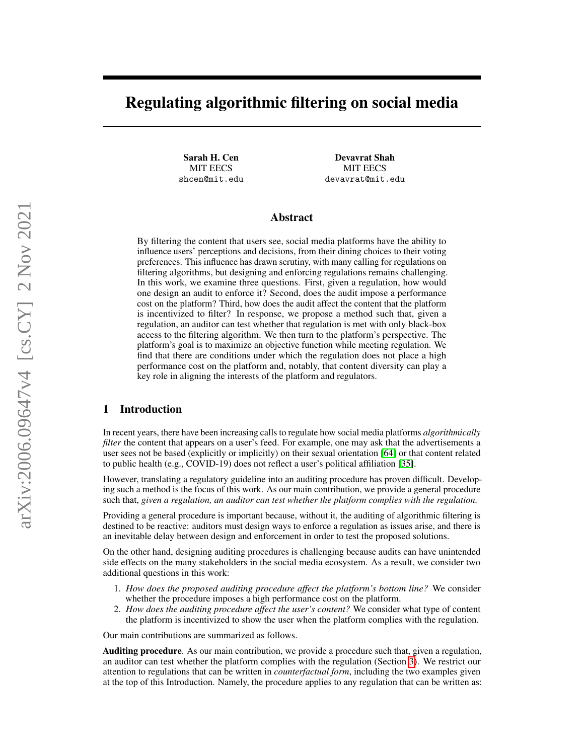# Regulating algorithmic filtering on social media

**Sarah H. Cen**
MIT EECS
shcen@mit.edu

**Devavrat Shah**
MIT EECS
devavrat@mit.edu

## Abstract

By filtering the content that users see, social media platforms have the ability to influence users' perceptions and decisions, from their dining choices to their voting preferences. This influence has drawn scrutiny, with many calling for regulations on filtering algorithms, but designing and enforcing regulations remains challenging. In this work, we examine three questions. First, given a regulation, how would one design an audit to enforce it? Second, does the audit impose a performance cost on the platform? Third, how does the audit affect the content that the platform is incentivized to filter? In response, we propose a method such that, given a regulation, an auditor can test whether that regulation is met with only black-box access to the filtering algorithm. We then turn to the platform's perspective. The platform's goal is to maximize an objective function while meeting regulation. We find that there are conditions under which the regulation does not place a high performance cost on the platform and, notably, that content diversity can play a key role in aligning the interests of the platform and regulators.

## 1 Introduction

In recent years, there have been increasing calls to regulate how social media platforms *algorithmically filter* the content that appears on a user's feed. For example, one may ask that the advertisements a user sees not be based (explicitly or implicitly) on their sexual orientation [64] or that content related to public health (e.g., COVID-19) does not reflect a user's political affiliation [35].

However, translating a regulatory guideline into an auditing procedure has proven difficult. Developing such a method is the focus of this work. As our main contribution, we provide a general procedure such that, *given a regulation, an auditor can test whether the platform complies with the regulation.*

Providing a general procedure is important because, without it, the auditing of algorithmic filtering is destined to be reactive: auditors must design ways to enforce a regulation as issues arise, and there is an inevitable delay between design and enforcement in order to test the proposed solutions.

On the other hand, designing auditing procedures is challenging because audits can have unintended side effects on the many stakeholders in the social media ecosystem. As a result, we consider two additional questions in this work:

1. *How does the proposed auditing procedure affect the platform's bottom line?* We consider whether the procedure imposes a high performance cost on the platform.
2. *How does the auditing procedure affect the user's content?* We consider what type of content the platform is incentivized to show the user when the platform complies with the regulation.

Our main contributions are summarized as follows.

**Auditing procedure**. As our main contribution, we provide a procedure such that, given a regulation, an auditor can test whether the platform complies with the regulation (Section 3). We restrict our attention to regulations that can be written in *counterfactual form*, including the two examples given at the top of this Introduction. Namely, the procedure applies to any regulation that can be written as: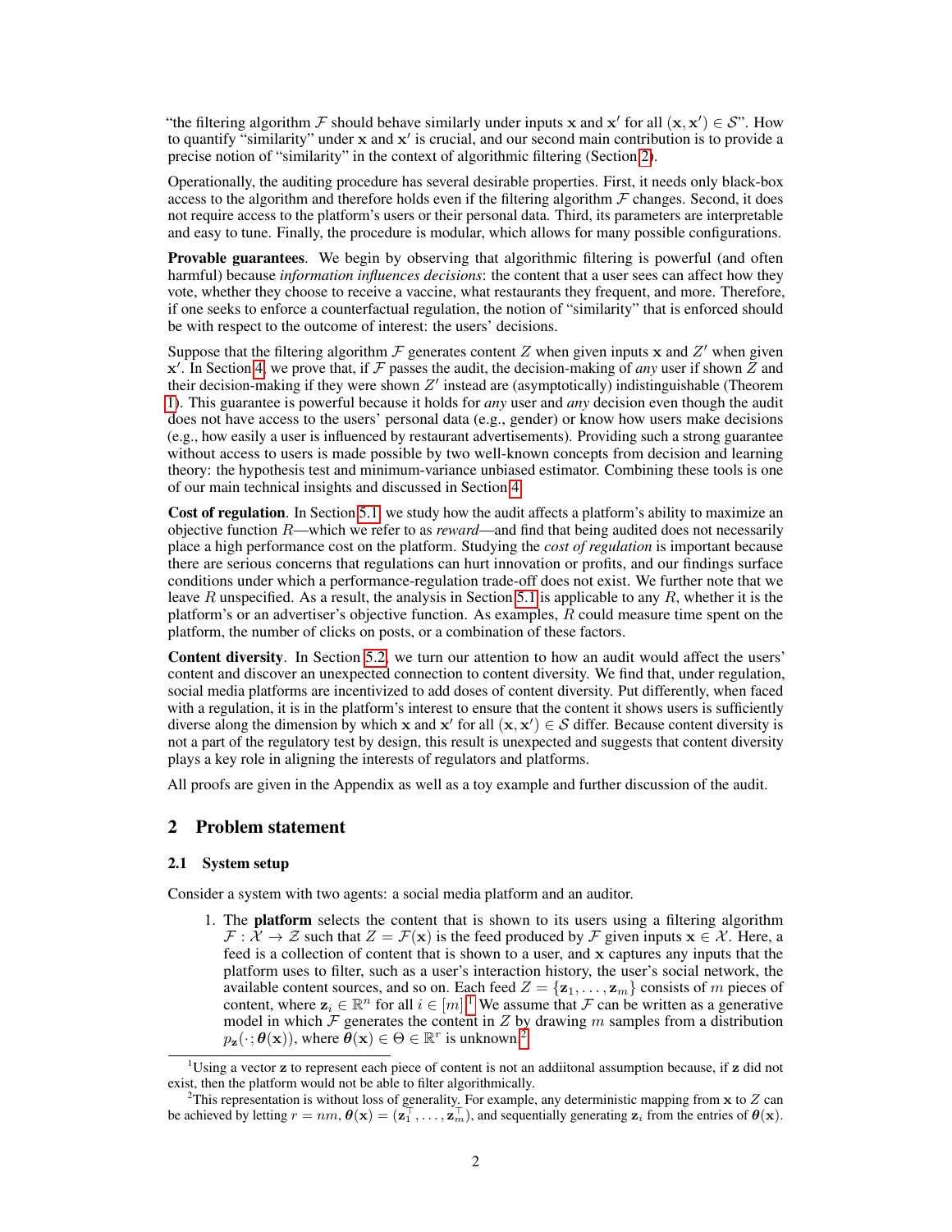"the filtering algorithm $\mathcal{F}$ should behave similarly under inputs $\mathbf{x}$ and $\mathbf{x}'$ for all $(\mathbf{x}, \mathbf{x}') \in \mathcal{S}$". How to quantify "similarity" under $\mathbf{x}$ and $\mathbf{x}'$ is crucial, and our second main contribution is to provide a precise notion of "similarity" in the context of algorithmic filtering (Section 2).

Operationally, the auditing procedure has several desirable properties. First, it needs only black-box access to the algorithm and therefore holds even if the filtering algorithm $\mathcal{F}$ changes. Second, it does not require access to the platform's users or their personal data. Third, its parameters are interpretable and easy to tune. Finally, the procedure is modular, which allows for many possible configurations.

**Provable guarantees**. We begin by observing that algorithmic filtering is powerful (and often harmful) because *information influences decisions*: the content that a user sees can affect how they vote, whether they choose to receive a vaccine, what restaurants they frequent, and more. Therefore, if one seeks to enforce a counterfactual regulation, the notion of "similarity" that is enforced should be with respect to the outcome of interest: the users' decisions.

Suppose that the filtering algorithm $\mathcal{F}$ generates content $Z$ when given inputs $\mathbf{x}$ and $Z'$ when given $\mathbf{x}'$. In Section 4, we prove that, if $\mathcal{F}$ passes the audit, the decision-making of *any* user if shown $Z$ and their decision-making if they were shown $Z'$ instead are (asymptotically) indistinguishable (Theorem 1). This guarantee is powerful because it holds for *any* user and *any* decision even though the audit does not have access to the users' personal data (e.g., gender) or know how users make decisions (e.g., how easily a user is influenced by restaurant advertisements). Providing such a strong guarantee without access to users is made possible by two well-known concepts from decision and learning theory: the hypothesis test and minimum-variance unbiased estimator. Combining these tools is one of our main technical insights and discussed in Section 4.

**Cost of regulation**. In Section 5.1, we study how the audit affects a platform's ability to maximize an objective function $R$—which we refer to as *reward*—and find that being audited does not necessarily place a high performance cost on the platform. Studying the *cost of regulation* is important because there are serious concerns that regulations can hurt innovation or profits, and our findings surface conditions under which a performance-regulation trade-off does not exist. We further note that we leave $R$ unspecified. As a result, the analysis in Section 5.1 is applicable to any $R$, whether it is the platform's or an advertiser's objective function. As examples, $R$ could measure time spent on the platform, the number of clicks on posts, or a combination of these factors.

**Content diversity**. In Section 5.2, we turn our attention to how an audit would affect the users' content and discover an unexpected connection to content diversity. We find that, under regulation, social media platforms are incentivized to add doses of content diversity. Put differently, when faced with a regulation, it is in the platform's interest to ensure that the content it shows users is sufficiently diverse along the dimension by which $\mathbf{x}$ and $\mathbf{x}'$ for all $(\mathbf{x}, \mathbf{x}') \in \mathcal{S}$ differ. Because content diversity is not a part of the regulatory test by design, this result is unexpected and suggests that content diversity plays a key role in aligning the interests of regulators and platforms.

All proofs are given in the Appendix as well as a toy example and further discussion of the audit.

## 2 Problem statement

### 2.1 System setup

Consider a system with two agents: a social media platform and an auditor.

1. The **platform** selects the content that is shown to its users using a filtering algorithm $\mathcal{F} : \mathcal{X} \to \mathcal{Z}$ such that $Z = \mathcal{F}(\mathbf{x})$ is the feed produced by $\mathcal{F}$ given inputs $\mathbf{x} \in \mathcal{X}$. Here, a feed is a collection of content that is shown to a user, and $\mathbf{x}$ captures any inputs that the platform uses to filter, such as a user's interaction history, the user's social network, the available content sources, and so on. Each feed $Z = \{\mathbf{z}_1, \dots, \mathbf{z}_m\}$ consists of $m$ pieces of content, where $\mathbf{z}_i \in \mathbb{R}^n$ for all $i \in [m]$.[1] We assume that $\mathcal{F}$ can be written as a generative model in which $\mathcal{F}$ generates the content in $Z$ by drawing $m$ samples from a distribution $p_{\mathbf{z}}(\cdot; \boldsymbol{\theta}(\mathbf{x}))$, where $\boldsymbol{\theta}(\mathbf{x}) \in \Theta \in \mathbb{R}^r$ is unknown.[2]

[1] Using a vector $\mathbf{z}$ to represent each piece of content is not an addiitonal assumption because, if $\mathbf{z}$ did not exist, then the platform would not be able to filter algorithmically.

[2] This representation is without loss of generality. For example, any deterministic mapping from $\mathbf{x}$ to $Z$ can be achieved by letting $r = nm$, $\boldsymbol{\theta}(\mathbf{x}) = (\mathbf{z}_1^\top, \dots, \mathbf{z}_m^\top)$, and sequentially generating $\mathbf{z}_i$ from the entries of $\boldsymbol{\theta}(\mathbf{x})$.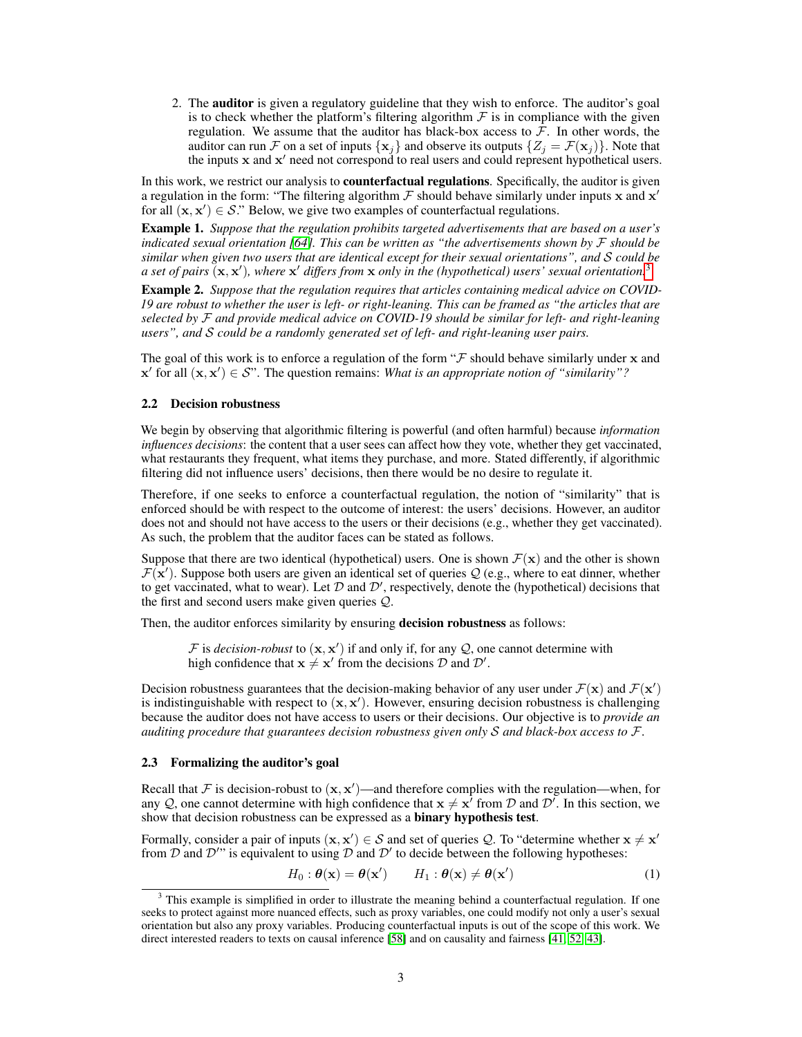2. The **auditor** is given a regulatory guideline that they wish to enforce. The auditor's goal is to check whether the platform's filtering algorithm $\mathcal{F}$ is in compliance with the given regulation. We assume that the auditor has black-box access to $\mathcal{F}$. In other words, the auditor can run $\mathcal{F}$ on a set of inputs $\{\mathbf{x}_j\}$ and observe its outputs $\{Z_j = \mathcal{F}(\mathbf{x}_j)\}$. Note that the inputs $\mathbf{x}$ and $\mathbf{x}'$ need not correspond to real users and could represent hypothetical users.

In this work, we restrict our analysis to **counterfactual regulations**. Specifically, the auditor is given a regulation in the form: "The filtering algorithm $\mathcal{F}$ should behave similarly under inputs $\mathbf{x}$ and $\mathbf{x}'$ for all $(\mathbf{x}, \mathbf{x}') \in \mathcal{S}$." Below, we give two examples of counterfactual regulations.

**Example 1.** *Suppose that the regulation prohibits targeted advertisements that are based on a user's indicated sexual orientation [64]. This can be written as "the advertisements shown by $\mathcal{F}$ should be similar when given two users that are identical except for their sexual orientations", and $\mathcal{S}$ could be a set of pairs $(\mathbf{x}, \mathbf{x}')$, where $\mathbf{x}'$ differs from $\mathbf{x}$ only in the (hypothetical) users' sexual orientation.*[3]

**Example 2.** *Suppose that the regulation requires that articles containing medical advice on COVID-19 are robust to whether the user is left- or right-leaning. This can be framed as "the articles that are selected by $\mathcal{F}$ and provide medical advice on COVID-19 should be similar for left- and right-leaning users", and $\mathcal{S}$ could be a randomly generated set of left- and right-leaning user pairs.*

The goal of this work is to enforce a regulation of the form "$\mathcal{F}$ should behave similarly under $\mathbf{x}$ and $\mathbf{x}'$ for all $(\mathbf{x}, \mathbf{x}') \in \mathcal{S}$". The question remains: *What is an appropriate notion of "similarity"?*

### 2.2 Decision robustness

We begin by observing that algorithmic filtering is powerful (and often harmful) because *information influences decisions*: the content that a user sees can affect how they vote, whether they get vaccinated, what restaurants they frequent, what items they purchase, and more. Stated differently, if algorithmic filtering did not influence users' decisions, then there would be no desire to regulate it.

Therefore, if one seeks to enforce a counterfactual regulation, the notion of "similarity" that is enforced should be with respect to the outcome of interest: the users' decisions. However, an auditor does not and should not have access to the users or their decisions (e.g., whether they get vaccinated). As such, the problem that the auditor faces can be stated as follows.

Suppose that there are two identical (hypothetical) users. One is shown $\mathcal{F}(\mathbf{x})$ and the other is shown $\mathcal{F}(\mathbf{x}')$. Suppose both users are given an identical set of queries $\mathcal{Q}$ (e.g., where to eat dinner, whether to get vaccinated, what to wear). Let $\mathcal{D}$ and $\mathcal{D}'$, respectively, denote the (hypothetical) decisions that the first and second users make given queries $\mathcal{Q}$.

Then, the auditor enforces similarity by ensuring **decision robustness** as follows:

> $\mathcal{F}$ is *decision-robust* to $(\mathbf{x}, \mathbf{x}')$ if and only if, for any $\mathcal{Q}$, one cannot determine with high confidence that $\mathbf{x} \neq \mathbf{x}'$ from the decisions $\mathcal{D}$ and $\mathcal{D}'$.

Decision robustness guarantees that the decision-making behavior of any user under $\mathcal{F}(\mathbf{x})$ and $\mathcal{F}(\mathbf{x}')$ is indistinguishable with respect to $(\mathbf{x}, \mathbf{x}')$. However, ensuring decision robustness is challenging because the auditor does not have access to users or their decisions. Our objective is to *provide an auditing procedure that guarantees decision robustness given only $\mathcal{S}$ and black-box access to $\mathcal{F}$.*

### 2.3 Formalizing the auditor's goal

Recall that $\mathcal{F}$ is decision-robust to $(\mathbf{x}, \mathbf{x}')$—and therefore complies with the regulation—when, for any $\mathcal{Q}$, one cannot determine with high confidence that $\mathbf{x} \neq \mathbf{x}'$ from $\mathcal{D}$ and $\mathcal{D}'$. In this section, we show that decision robustness can be expressed as a **binary hypothesis test**.

Formally, consider a pair of inputs $(\mathbf{x}, \mathbf{x}') \in \mathcal{S}$ and set of queries $\mathcal{Q}$. To "determine whether $\mathbf{x} \neq \mathbf{x}'$ from $\mathcal{D}$ and $\mathcal{D}'$" is equivalent to using $\mathcal{D}$ and $\mathcal{D}'$ to decide between the following hypotheses:

$$H_0 : \boldsymbol{\theta}(\mathbf{x}) = \boldsymbol{\theta}(\mathbf{x}') \qquad H_1 : \boldsymbol{\theta}(\mathbf{x}) \neq \boldsymbol{\theta}(\mathbf{x}') \tag{1}$$

[3] This example is simplified in order to illustrate the meaning behind a counterfactual regulation. If one seeks to protect against more nuanced effects, such as proxy variables, one could modify not only a user's sexual orientation but also any proxy variables. Producing counterfactual inputs is out of the scope of this work. We direct interested readers to texts on causal inference [58] and on causality and fairness [41, 52, 43].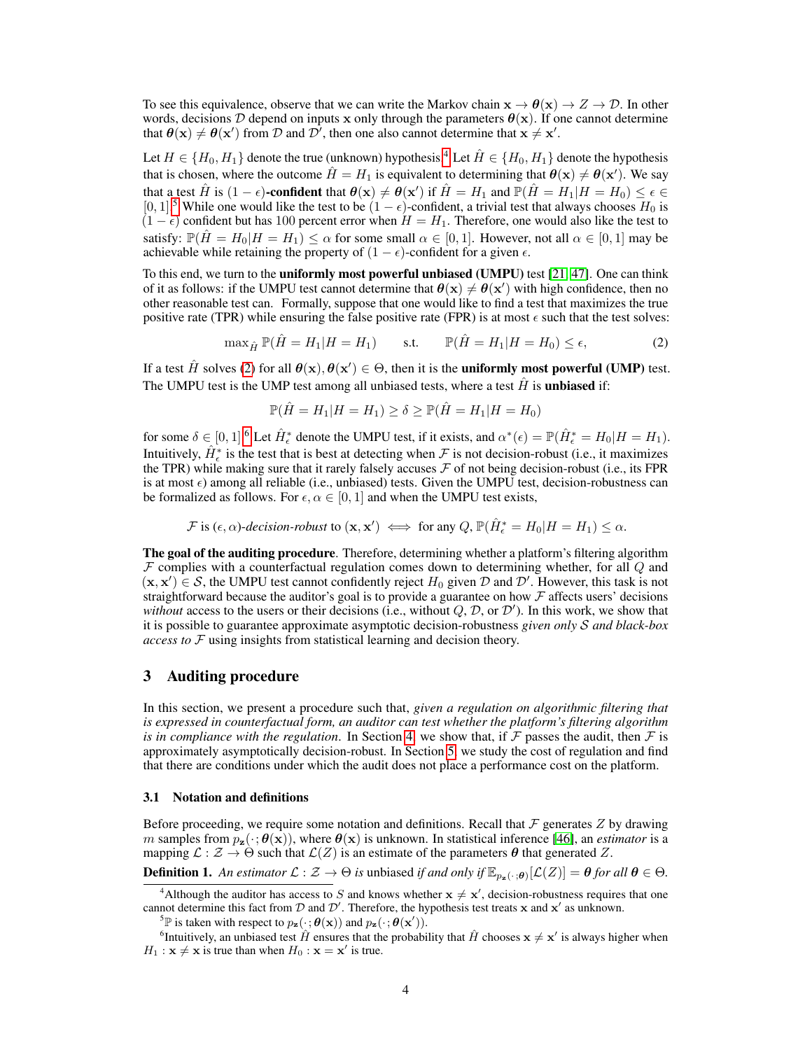To see this equivalence, observe that we can write the Markov chain $\mathbf{x} \to \boldsymbol{\theta}(\mathbf{x}) \to Z \to \mathcal{D}$. In other words, decisions $\mathcal{D}$ depend on inputs $\mathbf{x}$ only through the parameters $\boldsymbol{\theta}(\mathbf{x})$. If one cannot determine that $\boldsymbol{\theta}(\mathbf{x}) \neq \boldsymbol{\theta}(\mathbf{x}')$ from $\mathcal{D}$ and $\mathcal{D}'$, then one also cannot determine that $\mathbf{x} \neq \mathbf{x}'$.

Let $H \in \{H_0, H_1\}$ denote the true (unknown) hypothesis.[4] Let $\hat{H} \in \{H_0, H_1\}$ denote the hypothesis that is chosen, where the outcome $\hat{H} = H_1$ is equivalent to determining that $\boldsymbol{\theta}(\mathbf{x}) \neq \boldsymbol{\theta}(\mathbf{x}')$. We say that a test $\hat{H}$ is $(1-\epsilon)$**-confident** that $\boldsymbol{\theta}(\mathbf{x}) \neq \boldsymbol{\theta}(\mathbf{x}')$ if $\hat{H} = H_1$ and $\mathbb{P}(\hat{H} = H_1 | H = H_0) \leq \epsilon \in [0,1]$.[5] While one would like the test to be $(1-\epsilon)$-confident, a trivial test that always chooses $H_0$ is $(1-\epsilon)$ confident but has 100 percent error when $H = H_1$. Therefore, one would also like the test to satisfy: $\mathbb{P}(\hat{H} = H_0 | H = H_1) \leq \alpha$ for some small $\alpha \in [0,1]$. However, not all $\alpha \in [0,1]$ may be achievable while retaining the property of $(1-\epsilon)$-confident for a given $\epsilon$.

To this end, we turn to the **uniformly most powerful unbiased (UMPU)** test [21, 47]. One can think of it as follows: if the UMPU test cannot determine that $\boldsymbol{\theta}(\mathbf{x}) \neq \boldsymbol{\theta}(\mathbf{x}')$ with high confidence, then no other reasonable test can. Formally, suppose that one would like to find a test that maximizes the true positive rate (TPR) while ensuring the false positive rate (FPR) is at most $\epsilon$ such that the test solves:

$$\max_{\hat{H}} \mathbb{P}(\hat{H} = H_1 | H = H_1) \qquad \text{s.t.} \qquad \mathbb{P}(\hat{H} = H_1 | H = H_0) \leq \epsilon, \tag{2}$$

If a test $\hat{H}$ solves (2) for all $\boldsymbol{\theta}(\mathbf{x}), \boldsymbol{\theta}(\mathbf{x}') \in \Theta$, then it is the **uniformly most powerful (UMP)** test. The UMPU test is the UMP test among all unbiased tests, where a test $\hat{H}$ is **unbiased** if:

$$\mathbb{P}(\hat{H} = H_1 | H = H_1) \geq \delta \geq \mathbb{P}(\hat{H} = H_1 | H = H_0)$$

for some $\delta \in [0,1]$.[6] Let $\hat{H}^*_\epsilon$ denote the UMPU test, if it exists, and $\alpha^*(\epsilon) = \mathbb{P}(\hat{H}^*_\epsilon = H_0 | H = H_1)$. Intuitively, $\hat{H}^*_\epsilon$ is the test that is best at detecting when $\mathcal{F}$ is not decision-robust (i.e., it maximizes the TPR) while making sure that it rarely falsely accuses $\mathcal{F}$ of not being decision-robust (i.e., its FPR is at most $\epsilon$) among all reliable (i.e., unbiased) tests. Given the UMPU test, decision-robustness can be formalized as follows. For $\epsilon, \alpha \in [0,1]$ and when the UMPU test exists,

$$\mathcal{F} \text{ is } (\epsilon, \alpha)\text{-}\textit{decision-robust} \text{ to } (\mathbf{x}, \mathbf{x}') \iff \text{ for any } Q, \mathbb{P}(\hat{H}^*_\epsilon = H_0 | H = H_1) \leq \alpha.$$

**The goal of the auditing procedure**. Therefore, determining whether a platform's filtering algorithm $\mathcal{F}$ complies with a counterfactual regulation comes down to determining whether, for all $Q$ and $(\mathbf{x}, \mathbf{x}') \in \mathcal{S}$, the UMPU test cannot confidently reject $H_0$ given $\mathcal{D}$ and $\mathcal{D}'$. However, this task is not straightforward because the auditor's goal is to provide a guarantee on how $\mathcal{F}$ affects users' decisions *without* access to the users or their decisions (i.e., without $Q$, $\mathcal{D}$, or $\mathcal{D}'$). In this work, we show that it is possible to guarantee approximate asymptotic decision-robustness *given only* $\mathcal{S}$ *and black-box access to* $\mathcal{F}$ using insights from statistical learning and decision theory.

## 3 Auditing procedure

In this section, we present a procedure such that, *given a regulation on algorithmic filtering that is expressed in counterfactual form, an auditor can test whether the platform's filtering algorithm is in compliance with the regulation.* In Section 4, we show that, if $\mathcal{F}$ passes the audit, then $\mathcal{F}$ is approximately asymptotically decision-robust. In Section 5, we study the cost of regulation and find that there are conditions under which the audit does not place a performance cost on the platform.

### 3.1 Notation and definitions

Before proceeding, we require some notation and definitions. Recall that $\mathcal{F}$ generates $Z$ by drawing $m$ samples from $p_{\mathbf{z}}(\cdot; \boldsymbol{\theta}(\mathbf{x}))$, where $\boldsymbol{\theta}(\mathbf{x})$ is unknown. In statistical inference [46], an *estimator* is a mapping $\mathcal{L} : \mathcal{Z} \to \Theta$ such that $\mathcal{L}(Z)$ is an estimate of the parameters $\boldsymbol{\theta}$ that generated $Z$.

**Definition 1.** *An estimator* $\mathcal{L} : \mathcal{Z} \to \Theta$ *is* unbiased *if and only if* $\mathbb{E}_{p_{\mathbf{z}}(\cdot;\boldsymbol{\theta})}[\mathcal{L}(Z)] = \boldsymbol{\theta}$ *for all* $\boldsymbol{\theta} \in \Theta$.

[4] Although the auditor has access to $S$ and knows whether $\mathbf{x} \neq \mathbf{x}'$, decision-robustness requires that one cannot determine this fact from $\mathcal{D}$ and $\mathcal{D}'$. Therefore, the hypothesis test treats $\mathbf{x}$ and $\mathbf{x}'$ as unknown.

[5] $\mathbb{P}$ is taken with respect to $p_{\mathbf{z}}(\cdot; \boldsymbol{\theta}(\mathbf{x}))$ and $p_{\mathbf{z}}(\cdot; \boldsymbol{\theta}(\mathbf{x}'))$.

[6] Intuitively, an unbiased test $\hat{H}$ ensures that the probability that $\hat{H}$ chooses $\mathbf{x} \neq \mathbf{x}'$ is always higher when $H_1 : \mathbf{x} \neq \mathbf{x}$ is true than when $H_0 : \mathbf{x} = \mathbf{x}'$ is true.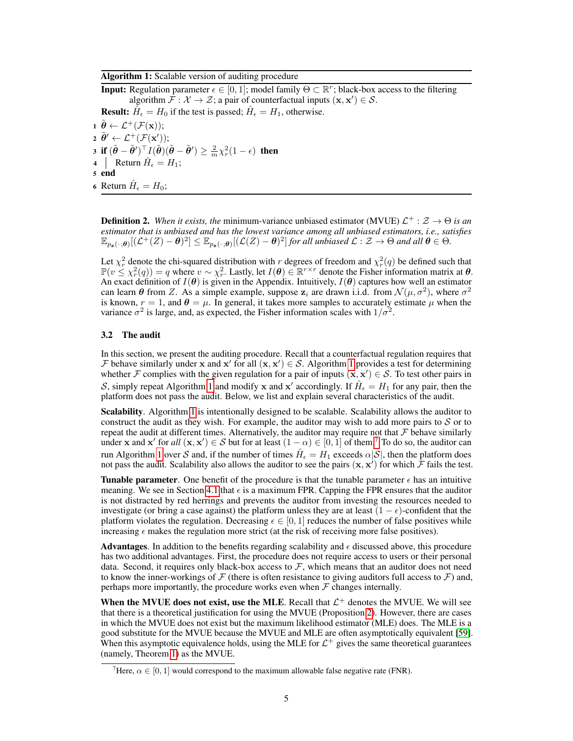**Algorithm 1:** Scalable version of auditing procedure

**Input:** Regulation parameter $\epsilon \in [0, 1]$; model family $\Theta \subset \mathbb{R}^r$; black-box access to the filtering algorithm $\mathcal{F} : \mathcal{X} \to \mathcal{Z}$; a pair of counterfactual inputs $(\mathbf{x}, \mathbf{x}') \in \mathcal{S}$.

**Result:** $\hat{H}_\epsilon = H_0$ if the test is passed; $\hat{H}_\epsilon = H_1$, otherwise.

```
1 θ̃ ← L⁺(F(x));
2 θ̃' ← L⁺(F(x'));
3 if (θ̃ − θ̃')ᵀ I(θ̃)(θ̃ − θ̃') ≥ (2/m) χ²_r(1 − ε) then
4 |   Return Ĥ_ε = H₁;
5 end
6 Return Ĥ_ε = H₀;
```

1. $\tilde{\boldsymbol{\theta}} \leftarrow \mathcal{L}^+(\mathcal{F}(\mathbf{x}))$;
2. $\tilde{\boldsymbol{\theta}}' \leftarrow \mathcal{L}^+(\mathcal{F}(\mathbf{x}'))$;
3. **if** $(\tilde{\boldsymbol{\theta}} - \tilde{\boldsymbol{\theta}}')^\top I(\tilde{\boldsymbol{\theta}})(\tilde{\boldsymbol{\theta}} - \tilde{\boldsymbol{\theta}}') \geq \frac{2}{m}\chi^2_r(1-\epsilon)$ **then**
4. Return $\hat{H}_\epsilon = H_1$;
5. **end**
6. Return $\hat{H}_\epsilon = H_0$;

**Definition 2.** *When it exists, the* minimum-variance unbiased estimator (MVUE) $\mathcal{L}^+ : \mathcal{Z} \to \Theta$ *is an estimator that is unbiased and has the lowest variance among all unbiased estimators, i.e., satisfies* $\mathbb{E}_{p_{\mathbf{z}}(\cdot;\boldsymbol{\theta})}[(\mathcal{L}^+(Z) - \boldsymbol{\theta})^2] \leq \mathbb{E}_{p_{\mathbf{z}}(\cdot;\boldsymbol{\theta})}[(\mathcal{L}(Z) - \boldsymbol{\theta})^2]$ *for all unbiased* $\mathcal{L} : \mathcal{Z} \to \Theta$ *and all* $\boldsymbol{\theta} \in \Theta$.

Let $\chi^2_r$ denote the chi-squared distribution with $r$ degrees of freedom and $\chi^2_r(q)$ be defined such that $\mathbb{P}(v \leq \chi^2_r(q)) = q$ where $v \sim \chi^2_r$. Lastly, let $I(\boldsymbol{\theta}) \in \mathbb{R}^{r \times r}$ denote the Fisher information matrix at $\boldsymbol{\theta}$. An exact definition of $I(\boldsymbol{\theta})$ is given in the Appendix. Intuitively, $I(\boldsymbol{\theta})$ captures how well an estimator can learn $\boldsymbol{\theta}$ from $Z$. As a simple example, suppose $\mathbf{z}_i$ are drawn i.i.d. from $\mathcal{N}(\mu, \sigma^2)$, where $\sigma^2$ is known, $r = 1$, and $\boldsymbol{\theta} = \mu$. In general, it takes more samples to accurately estimate $\mu$ when the variance $\sigma^2$ is large, and, as expected, the Fisher information scales with $1/\sigma^2$.

### 3.2 The audit

In this section, we present the auditing procedure. Recall that a counterfactual regulation requires that $\mathcal{F}$ behave similarly under $\mathbf{x}$ and $\mathbf{x}'$ for all $(\mathbf{x}, \mathbf{x}') \in \mathcal{S}$. Algorithm 1 provides a test for determining whether $\mathcal{F}$ complies with the given regulation for a pair of inputs $(\mathbf{x}, \mathbf{x}') \in \mathcal{S}$. To test other pairs in $\mathcal{S}$, simply repeat Algorithm 1 and modify $\mathbf{x}$ and $\mathbf{x}'$ accordingly. If $\hat{H}_\epsilon = H_1$ for any pair, then the platform does not pass the audit. Below, we list and explain several characteristics of the audit.

**Scalability**. Algorithm 1 is intentionally designed to be scalable. Scalability allows the auditor to construct the audit as they wish. For example, the auditor may wish to add more pairs to $\mathcal{S}$ or to repeat the audit at different times. Alternatively, the auditor may require not that $\mathcal{F}$ behave similarly under $\mathbf{x}$ and $\mathbf{x}'$ for *all* $(\mathbf{x}, \mathbf{x}') \in \mathcal{S}$ but for at least $(1 - \alpha) \in [0, 1]$ of them.[7] To do so, the auditor can run Algorithm 1 over $\mathcal{S}$ and, if the number of times $\hat{H}_\epsilon = H_1$ exceeds $\alpha|\mathcal{S}|$, then the platform does not pass the audit. Scalability also allows the auditor to see the pairs $(\mathbf{x}, \mathbf{x}')$ for which $\mathcal{F}$ fails the test.

**Tunable parameter**. One benefit of the procedure is that the tunable parameter $\epsilon$ has an intuitive meaning. We see in Section 4.1 that $\epsilon$ is a maximum FPR. Capping the FPR ensures that the auditor is not distracted by red herrings and prevents the auditor from investing the resources needed to investigate (or bring a case against) the platform unless they are at least $(1 - \epsilon)$-confident that the platform violates the regulation. Decreasing $\epsilon \in [0, 1]$ reduces the number of false positives while increasing $\epsilon$ makes the regulation more strict (at the risk of receiving more false positives).

**Advantages**. In addition to the benefits regarding scalability and $\epsilon$ discussed above, this procedure has two additional advantages. First, the procedure does not require access to users or their personal data. Second, it requires only black-box access to $\mathcal{F}$, which means that an auditor does not need to know the inner-workings of $\mathcal{F}$ (there is often resistance to giving auditors full access to $\mathcal{F}$) and, perhaps more importantly, the procedure works even when $\mathcal{F}$ changes internally.

**When the MVUE does not exist, use the MLE**. Recall that $\mathcal{L}^+$ denotes the MVUE. We will see that there is a theoretical justification for using the MVUE (Proposition 2). However, there are cases in which the MVUE does not exist but the maximum likelihood estimator (MLE) does. The MLE is a good substitute for the MVUE because the MVUE and MLE are often asymptotically equivalent [59]. When this asymptotic equivalence holds, using the MLE for $\mathcal{L}^+$ gives the same theoretical guarantees (namely, Theorem 1) as the MVUE.

[7] Here, $\alpha \in [0, 1]$ would correspond to the maximum allowable false negative rate (FNR).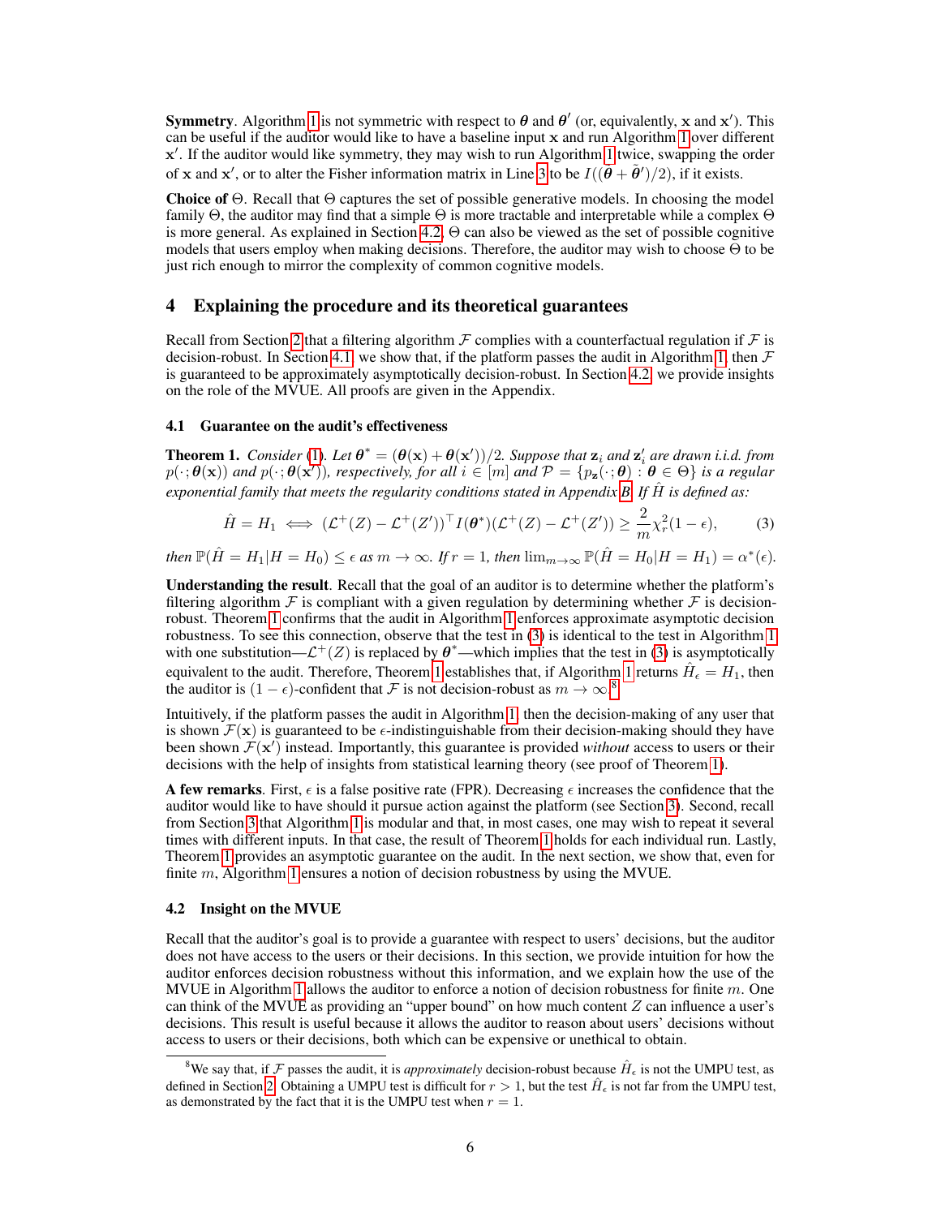**Symmetry**. Algorithm 1 is not symmetric with respect to $\boldsymbol{\theta}$ and $\boldsymbol{\theta}'$ (or, equivalently, $\mathbf{x}$ and $\mathbf{x}'$). This can be useful if the auditor would like to have a baseline input $\mathbf{x}$ and run Algorithm 1 over different $\mathbf{x}'$. If the auditor would like symmetry, they may wish to run Algorithm 1 twice, swapping the order of $\mathbf{x}$ and $\mathbf{x}'$, or to alter the Fisher information matrix in Line 3 to be $I((\tilde{\boldsymbol{\theta}} + \tilde{\boldsymbol{\theta}}')/2)$, if it exists.

**Choice of** $\Theta$. Recall that $\Theta$ captures the set of possible generative models. In choosing the model family $\Theta$, the auditor may find that a simple $\Theta$ is more tractable and interpretable while a complex $\Theta$ is more general. As explained in Section 4.2, $\Theta$ can also be viewed as the set of possible cognitive models that users employ when making decisions. Therefore, the auditor may wish to choose $\Theta$ to be just rich enough to mirror the complexity of common cognitive models.

# 4 Explaining the procedure and its theoretical guarantees

Recall from Section 2 that a filtering algorithm $\mathcal{F}$ complies with a counterfactual regulation if $\mathcal{F}$ is decision-robust. In Section 4.1, we show that, if the platform passes the audit in Algorithm 1, then $\mathcal{F}$ is guaranteed to be approximately asymptotically decision-robust. In Section 4.2, we provide insights on the role of the MVUE. All proofs are given in the Appendix.

## 4.1 Guarantee on the audit's effectiveness

**Theorem 1.** *Consider (1). Let $\boldsymbol{\theta}^* = (\boldsymbol{\theta}(\mathbf{x}) + \boldsymbol{\theta}(\mathbf{x}'))/2$. Suppose that $\mathbf{z}_i$ and $\mathbf{z}_i'$ are drawn i.i.d. from $p(\cdot; \boldsymbol{\theta}(\mathbf{x}))$ and $p(\cdot; \boldsymbol{\theta}(\mathbf{x}'))$, respectively, for all $i \in [m]$ and $\mathcal{P} = \{p_{\mathbf{z}}(\cdot; \boldsymbol{\theta}) : \boldsymbol{\theta} \in \Theta\}$ is a regular exponential family that meets the regularity conditions stated in Appendix B. If $\hat{H}$ is defined as:*

$$\hat{H} = H_1 \iff (\mathcal{L}^+(Z) - \mathcal{L}^+(Z'))^\top I(\boldsymbol{\theta}^*)(\mathcal{L}^+(Z) - \mathcal{L}^+(Z')) \geq \frac{2}{m}\chi_r^2(1-\epsilon), \tag{3}$$

*then $\mathbb{P}(\hat{H} = H_1 | H = H_0) \leq \epsilon$ as $m \to \infty$. If $r = 1$, then $\lim_{m\to\infty} \mathbb{P}(\hat{H} = H_0 | H = H_1) = \alpha^*(\epsilon)$.*

**Understanding the result**. Recall that the goal of an auditor is to determine whether the platform's filtering algorithm $\mathcal{F}$ is compliant with a given regulation by determining whether $\mathcal{F}$ is decision-robust. Theorem 1 confirms that the audit in Algorithm 1 enforces approximate asymptotic decision robustness. To see this connection, observe that the test in (3) is identical to the test in Algorithm 1 with one substitution—$\mathcal{L}^+(Z)$ is replaced by $\boldsymbol{\theta}^*$—which implies that the test in (3) is asymptotically equivalent to the audit. Therefore, Theorem 1 establishes that, if Algorithm 1 returns $\hat{H}_\epsilon = H_1$, then the auditor is $(1-\epsilon)$-confident that $\mathcal{F}$ is not decision-robust as $m \to \infty$.[8]

Intuitively, if the platform passes the audit in Algorithm 1, then the decision-making of any user that is shown $\mathcal{F}(\mathbf{x})$ is guaranteed to be $\epsilon$-indistinguishable from their decision-making should they have been shown $\mathcal{F}(\mathbf{x}')$ instead. Importantly, this guarantee is provided *without* access to users or their decisions with the help of insights from statistical learning theory (see proof of Theorem 1).

**A few remarks**. First, $\epsilon$ is a false positive rate (FPR). Decreasing $\epsilon$ increases the confidence that the auditor would like to have should it pursue action against the platform (see Section 3). Second, recall from Section 3 that Algorithm 1 is modular and that, in most cases, one may wish to repeat it several times with different inputs. In that case, the result of Theorem 1 holds for each individual run. Lastly, Theorem 1 provides an asymptotic guarantee on the audit. In the next section, we show that, even for finite $m$, Algorithm 1 ensures a notion of decision robustness by using the MVUE.

## 4.2 Insight on the MVUE

Recall that the auditor's goal is to provide a guarantee with respect to users' decisions, but the auditor does not have access to the users or their decisions. In this section, we provide intuition for how the auditor enforces decision robustness without this information, and we explain how the use of the MVUE in Algorithm 1 allows the auditor to enforce a notion of decision robustness for finite $m$. One can think of the MVUE as providing an "upper bound" on how much content $Z$ can influence a user's decisions. This result is useful because it allows the auditor to reason about users' decisions without access to users or their decisions, both which can be expensive or unethical to obtain.

[8] We say that, if $\mathcal{F}$ passes the audit, it is *approximately* decision-robust because $\hat{H}_\epsilon$ is not the UMPU test, as defined in Section 2. Obtaining a UMPU test is difficult for $r > 1$, but the test $\hat{H}_\epsilon$ is not far from the UMPU test, as demonstrated by the fact that it is the UMPU test when $r = 1$.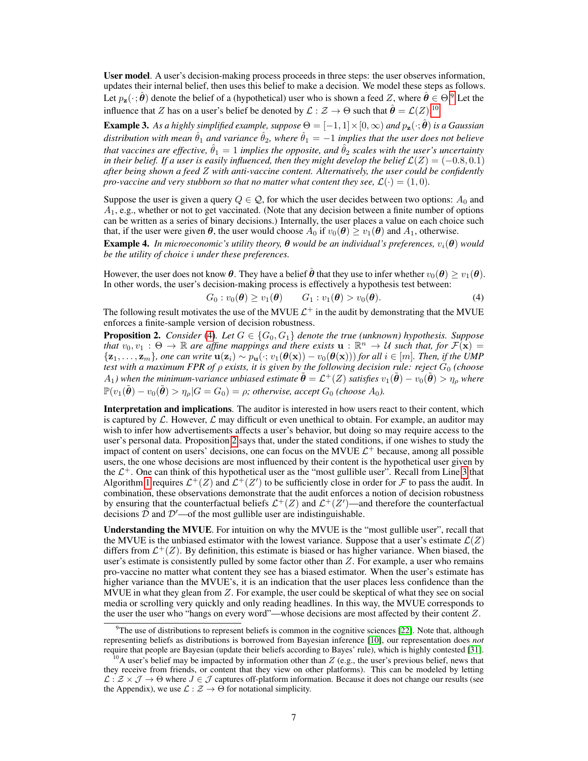**User model**. A user's decision-making process proceeds in three steps: the user observes information, updates their internal belief, then uses this belief to make a decision. We model these steps as follows. Let $p_{\mathbf{z}}(\cdot;\hat{\boldsymbol{\theta}})$ denote the belief of a (hypothetical) user who is shown a feed $Z$, where $\hat{\boldsymbol{\theta}} \in \Theta$.[9] Let the influence that $Z$ has on a user's belief be denoted by $\mathcal{L} : \mathcal{Z} \to \Theta$ such that $\hat{\boldsymbol{\theta}} = \mathcal{L}(Z)$.[10]

**Example 3.** *As a highly simplified example, suppose* $\Theta = [-1, 1] \times [0, \infty)$ *and* $p_{\mathbf{z}}(\cdot;\hat{\boldsymbol{\theta}})$ *is a Gaussian distribution with mean* $\hat{\theta}_1$ *and variance* $\hat{\theta}_2$*, where* $\hat{\theta}_1 = -1$ *implies that the user does not believe that vaccines are effective,* $\hat{\theta}_1 = 1$ *implies the opposite, and* $\hat{\theta}_2$ *scales with the user's uncertainty in their belief. If a user is easily influenced, then they might develop the belief* $\mathcal{L}(Z) = (-0.8, 0.1)$ *after being shown a feed* $Z$ *with anti-vaccine content. Alternatively, the user could be confidently pro-vaccine and very stubborn so that no matter what content they see,* $\mathcal{L}(\cdot) = (1, 0)$*.*

Suppose the user is given a query $Q \in \mathcal{Q}$, for which the user decides between two options: $A_0$ and $A_1$, e.g., whether or not to get vaccinated. (Note that any decision between a finite number of options can be written as a series of binary decisions.) Internally, the user places a value on each choice such that, if the user were given $\boldsymbol{\theta}$, the user would choose $A_0$ if $v_0(\boldsymbol{\theta}) \geq v_1(\boldsymbol{\theta})$ and $A_1$, otherwise.

**Example 4.** *In microeconomic's utility theory,* $\boldsymbol{\theta}$ *would be an individual's preferences,* $v_i(\boldsymbol{\theta})$ *would be the utility of choice* $i$ *under these preferences.*

However, the user does not know $\boldsymbol{\theta}$. They have a belief $\hat{\boldsymbol{\theta}}$ that they use to infer whether $v_0(\boldsymbol{\theta}) \geq v_1(\boldsymbol{\theta})$. In other words, the user's decision-making process is effectively a hypothesis test between:

$$G_0 : v_0(\boldsymbol{\theta}) \geq v_1(\boldsymbol{\theta}) \qquad G_1 : v_1(\boldsymbol{\theta}) > v_0(\boldsymbol{\theta}). \tag{4}$$

The following result motivates the use of the MVUE $\mathcal{L}^+$ in the audit by demonstrating that the MVUE enforces a finite-sample version of decision robustness.

**Proposition 2.** *Consider (4). Let* $G \in \{G_0, G_1\}$ *denote the true (unknown) hypothesis. Suppose that* $v_0, v_1 : \Theta \to \mathbb{R}$ *are affine mappings and there exists* $\mathbf{u} : \mathbb{R}^n \to \mathcal{U}$ *such that, for* $\mathcal{F}(\mathbf{x}) = \{\mathbf{z}_1, \ldots, \mathbf{z}_m\}$*, one can write* $\mathbf{u}(\mathbf{z}_i) \sim p_{\mathbf{u}}(\cdot; v_1(\boldsymbol{\theta}(\mathbf{x})) - v_0(\boldsymbol{\theta}(\mathbf{x})))$ *for all* $i \in [m]$*. Then, if the UMP test with a maximum FPR of* $\rho$ *exists, it is given by the following decision rule: reject* $G_0$ *(choose* $A_1$*) when the minimum-variance unbiased estimate* $\tilde{\boldsymbol{\theta}} = \mathcal{L}^+(Z)$ *satisfies* $v_1(\tilde{\boldsymbol{\theta}}) - v_0(\tilde{\boldsymbol{\theta}}) > \eta_\rho$ *where* $\mathbb{P}(v_1(\tilde{\boldsymbol{\theta}}) - v_0(\tilde{\boldsymbol{\theta}}) > \eta_\rho | G = G_0) = \rho$*; otherwise, accept* $G_0$ *(choose* $A_0$*).*

**Interpretation and implications**. The auditor is interested in how users react to their content, which is captured by $\mathcal{L}$. However, $\mathcal{L}$ may difficult or even unethical to obtain. For example, an auditor may wish to infer how advertisements affects a user's behavior, but doing so may require access to the user's personal data. Proposition 2 says that, under the stated conditions, if one wishes to study the impact of content on users' decisions, one can focus on the MVUE $\mathcal{L}^+$ because, among all possible users, the one whose decisions are most influenced by their content is the hypothetical user given by the $\mathcal{L}^+$. One can think of this hypothetical user as the "most gullible user". Recall from Line 3 that Algorithm 1 requires $\mathcal{L}^+(Z)$ and $\mathcal{L}^+(Z')$ to be sufficiently close in order for $\mathcal{F}$ to pass the audit. In combination, these observations demonstrate that the audit enforces a notion of decision robustness by ensuring that the counterfactual beliefs $\mathcal{L}^+(Z)$ and $\mathcal{L}^+(Z')$—and therefore the counterfactual decisions $\mathcal{D}$ and $\mathcal{D}'$—of the most gullible user are indistinguishable.

**Understanding the MVUE**. For intuition on why the MVUE is the "most gullible user", recall that the MVUE is the unbiased estimator with the lowest variance. Suppose that a user's estimate $\mathcal{L}(Z)$ differs from $\mathcal{L}^+(Z)$. By definition, this estimate is biased or has higher variance. When biased, the user's estimate is consistently pulled by some factor other than $Z$. For example, a user who remains pro-vaccine no matter what content they see has a biased estimator. When the user's estimate has higher variance than the MVUE's, it is an indication that the user places less confidence than the MVUE in what they glean from $Z$. For example, the user could be skeptical of what they see on social media or scrolling very quickly and only reading headlines. In this way, the MVUE corresponds to the user the user who "hangs on every word"—whose decisions are most affected by their content $Z$.

[9] The use of distributions to represent beliefs is common in the cognitive sciences [22]. Note that, although representing beliefs as distributions is borrowed from Bayesian inference [10], our representation does *not* require that people are Bayesian (update their beliefs according to Bayes' rule), which is highly contested [31].

[10] A user's belief may be impacted by information other than $Z$ (e.g., the user's previous belief, news that they receive from friends, or content that they view on other platforms). This can be modeled by letting $\mathcal{L} : \mathcal{Z} \times \mathcal{J} \to \Theta$ where $J \in \mathcal{J}$ captures off-platform information. Because it does not change our results (see the Appendix), we use $\mathcal{L} : \mathcal{Z} \to \Theta$ for notational simplicity.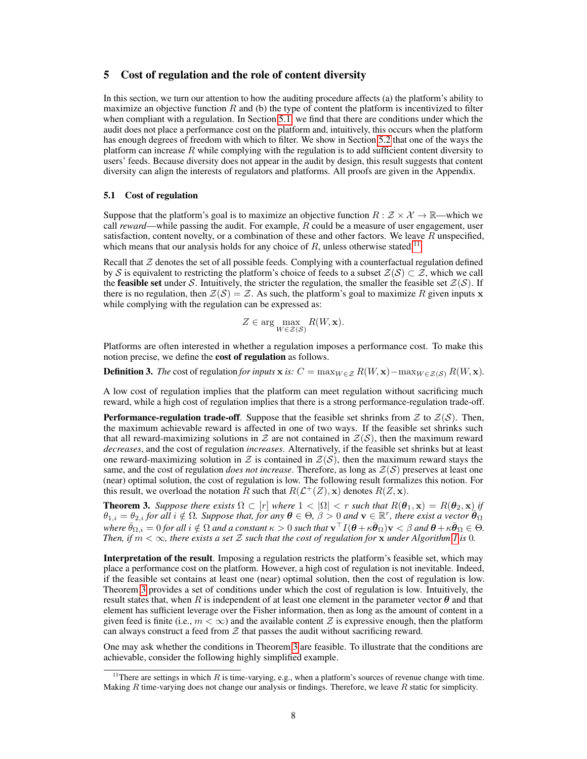## 5 Cost of regulation and the role of content diversity

In this section, we turn our attention to how the auditing procedure affects (a) the platform's ability to maximize an objective function $R$ and (b) the type of content the platform is incentivized to filter when compliant with a regulation. In Section 5.1, we find that there are conditions under which the audit does not place a performance cost on the platform and, intuitively, this occurs when the platform has enough degrees of freedom with which to filter. We show in Section 5.2 that one of the ways the platform can increase $R$ while complying with the regulation is to add sufficient content diversity to users' feeds. Because diversity does not appear in the audit by design, this result suggests that content diversity can align the interests of regulators and platforms. All proofs are given in the Appendix.

### 5.1 Cost of regulation

Suppose that the platform's goal is to maximize an objective function $R : \mathcal{Z} \times \mathcal{X} \to \mathbb{R}$—which we call *reward*—while passing the audit. For example, $R$ could be a measure of user engagement, user satisfaction, content novelty, or a combination of these and other factors. We leave $R$ unspecified, which means that our analysis holds for any choice of $R$, unless otherwise stated.[11]

Recall that $\mathcal{Z}$ denotes the set of all possible feeds. Complying with a counterfactual regulation defined by $\mathcal{S}$ is equivalent to restricting the platform's choice of feeds to a subset $\mathcal{Z}(\mathcal{S}) \subset \mathcal{Z}$, which we call the **feasible set** under $\mathcal{S}$. Intuitively, the stricter the regulation, the smaller the feasible set $\mathcal{Z}(\mathcal{S})$. If there is no regulation, then $\mathcal{Z}(\mathcal{S}) = \mathcal{Z}$. As such, the platform's goal to maximize $R$ given inputs $\mathbf{x}$ while complying with the regulation can be expressed as:

$$Z \in \arg\max_{W \in \mathcal{Z}(\mathcal{S})} R(W, \mathbf{x}).$$

Platforms are often interested in whether a regulation imposes a performance cost. To make this notion precise, we define the **cost of regulation** as follows.

**Definition 3.** *The* cost of regulation *for inputs* $\mathbf{x}$ *is:* $C = \max_{W \in \mathcal{Z}} R(W, \mathbf{x}) - \max_{W \in \mathcal{Z}(\mathcal{S})} R(W, \mathbf{x})$.

A low cost of regulation implies that the platform can meet regulation without sacrificing much reward, while a high cost of regulation implies that there is a strong performance-regulation trade-off.

**Performance-regulation trade-off**. Suppose that the feasible set shrinks from $\mathcal{Z}$ to $\mathcal{Z}(\mathcal{S})$. Then, the maximum achievable reward is affected in one of two ways. If the feasible set shrinks such that all reward-maximizing solutions in $\mathcal{Z}$ are not contained in $\mathcal{Z}(\mathcal{S})$, then the maximum reward *decreases*, and the cost of regulation *increases*. Alternatively, if the feasible set shrinks but at least one reward-maximizing solution in $\mathcal{Z}$ is contained in $\mathcal{Z}(\mathcal{S})$, then the maximum reward stays the same, and the cost of regulation *does not increase*. Therefore, as long as $\mathcal{Z}(\mathcal{S})$ preserves at least one (near) optimal solution, the cost of regulation is low. The following result formalizes this notion. For this result, we overload the notation $R$ such that $R(\mathcal{L}^+(Z), \mathbf{x})$ denotes $R(Z, \mathbf{x})$.

**Theorem 3.** *Suppose there exists* $\Omega \subset [r]$ *where* $1 < |\Omega| < r$ *such that* $R(\boldsymbol{\theta}_1, \mathbf{x}) = R(\boldsymbol{\theta}_2, \mathbf{x})$ *if* $\theta_{1,i} = \theta_{2,i}$ *for all* $i \notin \Omega$. *Suppose that, for any* $\boldsymbol{\theta} \in \Theta$, $\beta > 0$ *and* $\mathbf{v} \in \mathbb{R}^r$, *there exist a vector* $\bar{\boldsymbol{\theta}}_\Omega$ *where* $\bar{\theta}_{\Omega,i} = 0$ *for all* $i \notin \Omega$ *and a constant* $\kappa > 0$ *such that* $\mathbf{v}^\top I(\boldsymbol{\theta} + \kappa\bar{\boldsymbol{\theta}}_\Omega)\mathbf{v} < \beta$ *and* $\boldsymbol{\theta} + \kappa\bar{\boldsymbol{\theta}}_\Omega \in \Theta$. *Then, if* $m < \infty$, *there exists a set* $\mathcal{Z}$ *such that the cost of regulation for* $\mathbf{x}$ *under Algorithm 1 is* 0.

**Interpretation of the result**. Imposing a regulation restricts the platform's feasible set, which may place a performance cost on the platform. However, a high cost of regulation is not inevitable. Indeed, if the feasible set contains at least one (near) optimal solution, then the cost of regulation is low. Theorem 3 provides a set of conditions under which the cost of regulation is low. Intuitively, the result states that, when $R$ is independent of at least one element in the parameter vector $\boldsymbol{\theta}$ and that element has sufficient leverage over the Fisher information, then as long as the amount of content in a given feed is finite (i.e., $m < \infty$) and the available content $\mathcal{Z}$ is expressive enough, then the platform can always construct a feed from $\mathcal{Z}$ that passes the audit without sacrificing reward.

One may ask whether the conditions in Theorem 3 are feasible. To illustrate that the conditions are achievable, consider the following highly simplified example.

[11] There are settings in which $R$ is time-varying, e.g., when a platform's sources of revenue change with time. Making $R$ time-varying does not change our analysis or findings. Therefore, we leave $R$ static for simplicity.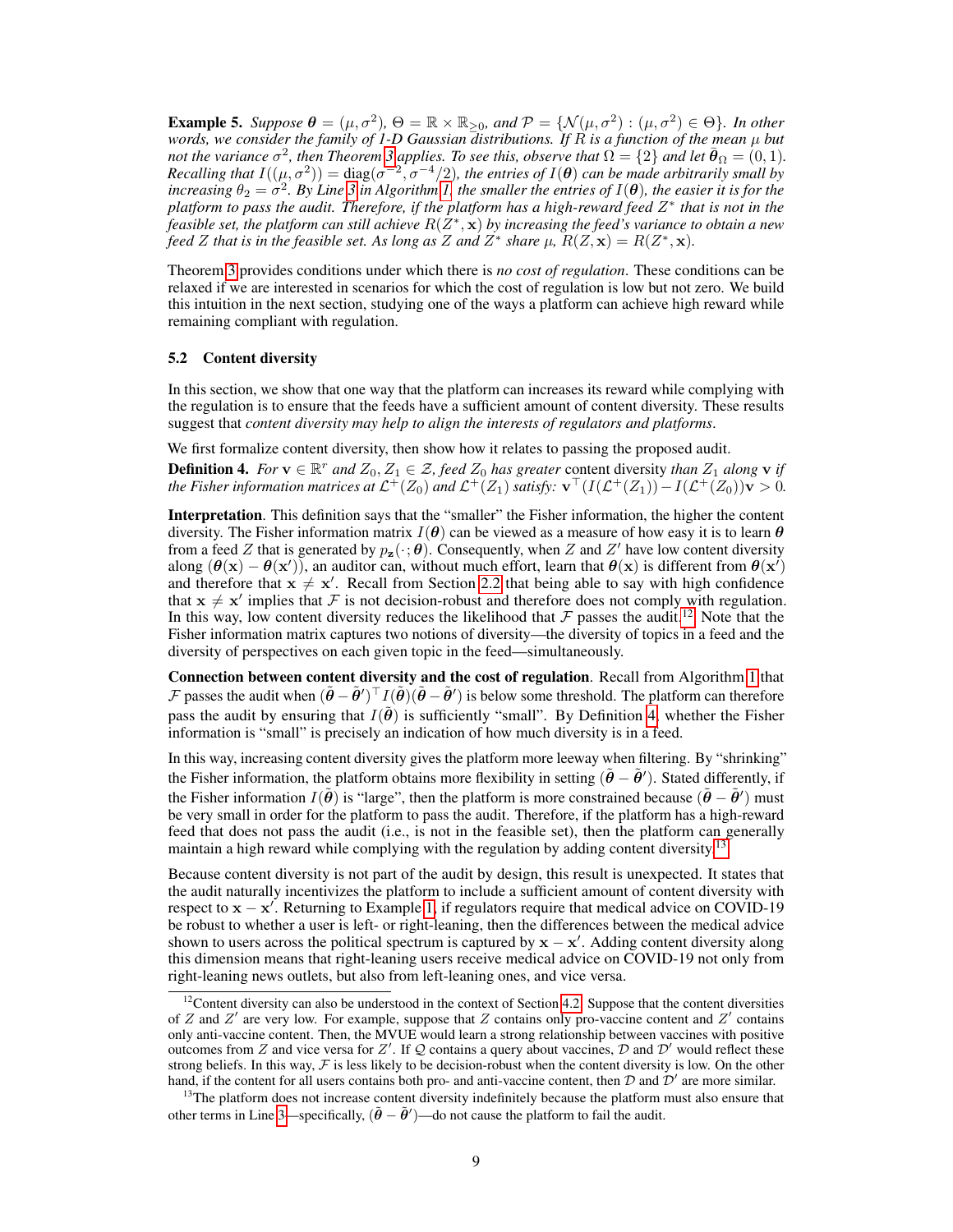**Example 5.** *Suppose $\boldsymbol{\theta} = (\mu, \sigma^2)$, $\Theta = \mathbb{R} \times \mathbb{R}_{>0}$, and $\mathcal{P} = \{\mathcal{N}(\mu, \sigma^2) : (\mu, \sigma^2) \in \Theta\}$. In other words, we consider the family of 1-D Gaussian distributions. If $R$ is a function of the mean $\mu$ but not the variance $\sigma^2$, then Theorem 3 applies. To see this, observe that $\Omega = \{2\}$ and let $\tilde{\boldsymbol{\theta}}_\Omega = (0, 1)$. Recalling that $I((\mu, \sigma^2)) = \text{diag}(\sigma^{-2}, \sigma^{-4}/2)$, the entries of $I(\boldsymbol{\theta})$ can be made arbitrarily small by increasing $\theta_2 = \sigma^2$. By Line 3 in Algorithm 1, the smaller the entries of $I(\boldsymbol{\theta})$, the easier it is for the platform to pass the audit. Therefore, if the platform has a high-reward feed $Z^*$ that is not in the feasible set, the platform can still achieve $R(Z^*, \mathbf{x})$ by increasing the feed's variance to obtain a new feed $Z$ that is in the feasible set. As long as $Z$ and $Z^*$ share $\mu$, $R(Z, \mathbf{x}) = R(Z^*, \mathbf{x})$.*

Theorem 3 provides conditions under which there is *no cost of regulation*. These conditions can be relaxed if we are interested in scenarios for which the cost of regulation is low but not zero. We build this intuition in the next section, studying one of the ways a platform can achieve high reward while remaining compliant with regulation.

### 5.2 Content diversity

In this section, we show that one way that the platform can increases its reward while complying with the regulation is to ensure that the feeds have a sufficient amount of content diversity. These results suggest that *content diversity may help to align the interests of regulators and platforms*.

We first formalize content diversity, then show how it relates to passing the proposed audit.

**Definition 4.** *For $\mathbf{v} \in \mathbb{R}^r$ and $Z_0, Z_1 \in \mathcal{Z}$, feed $Z_0$ has greater* content diversity *than $Z_1$ along $\mathbf{v}$ if the Fisher information matrices at $\mathcal{L}^+(Z_0)$ and $\mathcal{L}^+(Z_1)$ satisfy: $\mathbf{v}^\top (I(\mathcal{L}^+(Z_1)) - I(\mathcal{L}^+(Z_0)))\mathbf{v} > 0$.*

**Interpretation**. This definition says that the "smaller" the Fisher information, the higher the content diversity. The Fisher information matrix $I(\boldsymbol{\theta})$ can be viewed as a measure of how easy it is to learn $\boldsymbol{\theta}$ from a feed $Z$ that is generated by $p_{\mathbf{z}}(\cdot; \boldsymbol{\theta})$. Consequently, when $Z$ and $Z'$ have low content diversity along $(\boldsymbol{\theta}(\mathbf{x}) - \boldsymbol{\theta}(\mathbf{x}'))$, an auditor can, without much effort, learn that $\boldsymbol{\theta}(\mathbf{x})$ is different from $\boldsymbol{\theta}(\mathbf{x}')$ and therefore that $\mathbf{x} \neq \mathbf{x}'$. Recall from Section 2.2 that being able to say with high confidence that $\mathbf{x} \neq \mathbf{x}'$ implies that $\mathcal{F}$ is not decision-robust and therefore does not comply with regulation. In this way, low content diversity reduces the likelihood that $\mathcal{F}$ passes the audit.[12] Note that the Fisher information matrix captures two notions of diversity—the diversity of topics in a feed and the diversity of perspectives on each given topic in the feed—simultaneously.

**Connection between content diversity and the cost of regulation**. Recall from Algorithm 1 that $\mathcal{F}$ passes the audit when $(\tilde{\boldsymbol{\theta}} - \tilde{\boldsymbol{\theta}}')^\top I(\tilde{\boldsymbol{\theta}})(\tilde{\boldsymbol{\theta}} - \tilde{\boldsymbol{\theta}}')$ is below some threshold. The platform can therefore pass the audit by ensuring that $I(\tilde{\boldsymbol{\theta}})$ is sufficiently "small". By Definition 4, whether the Fisher information is "small" is precisely an indication of how much diversity is in a feed.

In this way, increasing content diversity gives the platform more leeway when filtering. By "shrinking" the Fisher information, the platform obtains more flexibility in setting $(\tilde{\boldsymbol{\theta}} - \tilde{\boldsymbol{\theta}}')$. Stated differently, if the Fisher information $I(\tilde{\boldsymbol{\theta}})$ is "large", then the platform is more constrained because $(\tilde{\boldsymbol{\theta}} - \tilde{\boldsymbol{\theta}}')$ must be very small in order for the platform to pass the audit. Therefore, if the platform has a high-reward feed that does not pass the audit (i.e., is not in the feasible set), then the platform can generally maintain a high reward while complying with the regulation by adding content diversity.[13]

Because content diversity is not part of the audit by design, this result is unexpected. It states that the audit naturally incentivizes the platform to include a sufficient amount of content diversity with respect to $\mathbf{x} - \mathbf{x}'$. Returning to Example 1, if regulators require that medical advice on COVID-19 be robust to whether a user is left- or right-leaning, then the differences between the medical advice shown to users across the political spectrum is captured by $\mathbf{x} - \mathbf{x}'$. Adding content diversity along this dimension means that right-leaning users receive medical advice on COVID-19 not only from right-leaning news outlets, but also from left-leaning ones, and vice versa.

---

[12] Content diversity can also be understood in the context of Section 4.2. Suppose that the content diversities of $Z$ and $Z'$ are very low. For example, suppose that $Z$ contains only pro-vaccine content and $Z'$ contains only anti-vaccine content. Then, the MVUE would learn a strong relationship between vaccines with positive outcomes from $Z$ and vice versa for $Z'$. If $\mathcal{Q}$ contains a query about vaccines, $\mathcal{D}$ and $\mathcal{D}'$ would reflect these strong beliefs. In this way, $\mathcal{F}$ is less likely to be decision-robust when the content diversity is low. On the other hand, if the content for all users contains both pro- and anti-vaccine content, then $\mathcal{D}$ and $\mathcal{D}'$ are more similar.

[13] The platform does not increase content diversity indefinitely because the platform must also ensure that other terms in Line 3—specifically, $(\tilde{\boldsymbol{\theta}} - \tilde{\boldsymbol{\theta}}')$—do not cause the platform to fail the audit.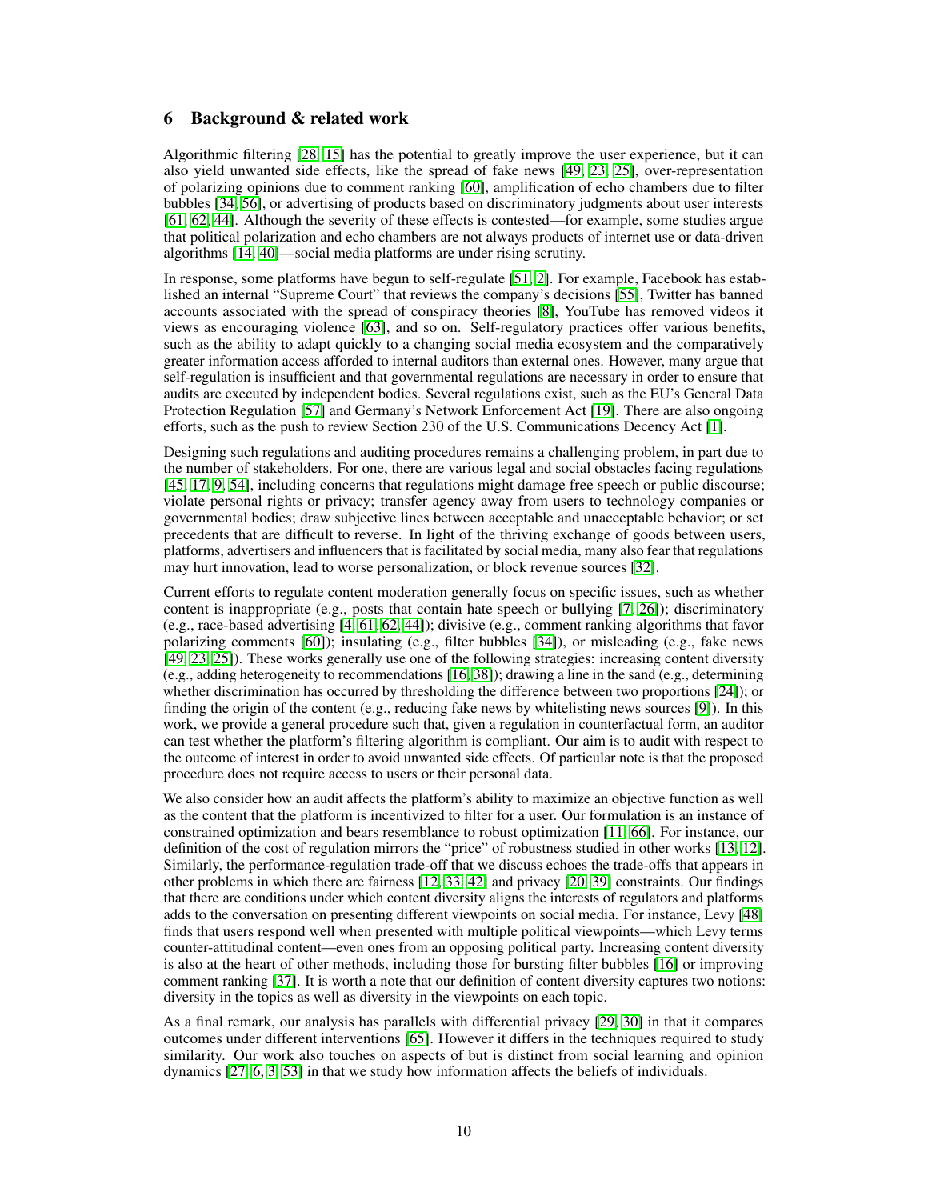## 6 Background & related work

Algorithmic filtering [28, 15] has the potential to greatly improve the user experience, but it can also yield unwanted side effects, like the spread of fake news [49, 23, 25], over-representation of polarizing opinions due to comment ranking [60], amplification of echo chambers due to filter bubbles [34, 56], or advertising of products based on discriminatory judgments about user interests [61, 62, 44]. Although the severity of these effects is contested—for example, some studies argue that political polarization and echo chambers are not always products of internet use or data-driven algorithms [14, 40]—social media platforms are under rising scrutiny.

In response, some platforms have begun to self-regulate [51, 2]. For example, Facebook has established an internal "Supreme Court" that reviews the company's decisions [55], Twitter has banned accounts associated with the spread of conspiracy theories [8], YouTube has removed videos it views as encouraging violence [63], and so on. Self-regulatory practices offer various benefits, such as the ability to adapt quickly to a changing social media ecosystem and the comparatively greater information access afforded to internal auditors than external ones. However, many argue that self-regulation is insufficient and that governmental regulations are necessary in order to ensure that audits are executed by independent bodies. Several regulations exist, such as the EU's General Data Protection Regulation [57] and Germany's Network Enforcement Act [19]. There are also ongoing efforts, such as the push to review Section 230 of the U.S. Communications Decency Act [1].

Designing such regulations and auditing procedures remains a challenging problem, in part due to the number of stakeholders. For one, there are various legal and social obstacles facing regulations [45, 17, 9, 54], including concerns that regulations might damage free speech or public discourse; violate personal rights or privacy; transfer agency away from users to technology companies or governmental bodies; draw subjective lines between acceptable and unacceptable behavior; or set precedents that are difficult to reverse. In light of the thriving exchange of goods between users, platforms, advertisers and influencers that is facilitated by social media, many also fear that regulations may hurt innovation, lead to worse personalization, or block revenue sources [32].

Current efforts to regulate content moderation generally focus on specific issues, such as whether content is inappropriate (e.g., posts that contain hate speech or bullying [7, 26]); discriminatory (e.g., race-based advertising [4, 61, 62, 44]); divisive (e.g., comment ranking algorithms that favor polarizing comments [60]); insulating (e.g., filter bubbles [34]), or misleading (e.g., fake news [49, 23, 25]). These works generally use one of the following strategies: increasing content diversity (e.g., adding heterogeneity to recommendations [16, 38]); drawing a line in the sand (e.g., determining whether discrimination has occurred by thresholding the difference between two proportions [24]); or finding the origin of the content (e.g., reducing fake news by whitelisting news sources [9]). In this work, we provide a general procedure such that, given a regulation in counterfactual form, an auditor can test whether the platform's filtering algorithm is compliant. Our aim is to audit with respect to the outcome of interest in order to avoid unwanted side effects. Of particular note is that the proposed procedure does not require access to users or their personal data.

We also consider how an audit affects the platform's ability to maximize an objective function as well as the content that the platform is incentivized to filter for a user. Our formulation is an instance of constrained optimization and bears resemblance to robust optimization [11, 66]. For instance, our definition of the cost of regulation mirrors the "price" of robustness studied in other works [13, 12]. Similarly, the performance-regulation trade-off that we discuss echoes the trade-offs that appears in other problems in which there are fairness [12, 33, 42] and privacy [20, 39] constraints. Our findings that there are conditions under which content diversity aligns the interests of regulators and platforms adds to the conversation on presenting different viewpoints on social media. For instance, Levy [48] finds that users respond well when presented with multiple political viewpoints—which Levy terms counter-attitudinal content—even ones from an opposing political party. Increasing content diversity is also at the heart of other methods, including those for bursting filter bubbles [16] or improving comment ranking [37]. It is worth a note that our definition of content diversity captures two notions: diversity in the topics as well as diversity in the viewpoints on each topic.

As a final remark, our analysis has parallels with differential privacy [29, 30] in that it compares outcomes under different interventions [65]. However it differs in the techniques required to study similarity. Our work also touches on aspects of but is distinct from social learning and opinion dynamics [27, 6, 3, 53] in that we study how information affects the beliefs of individuals.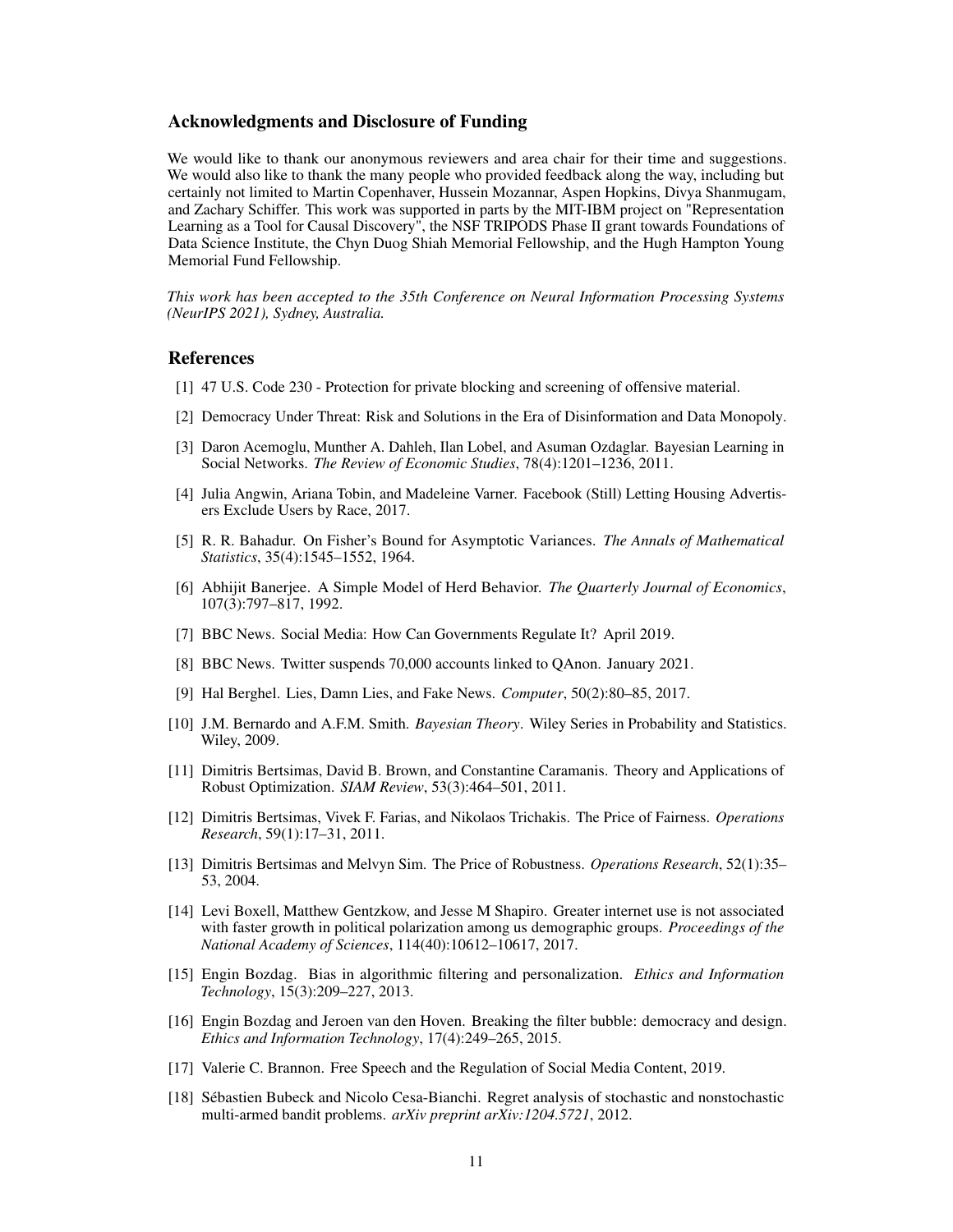## Acknowledgments and Disclosure of Funding

We would like to thank our anonymous reviewers and area chair for their time and suggestions. We would also like to thank the many people who provided feedback along the way, including but certainly not limited to Martin Copenhaver, Hussein Mozannar, Aspen Hopkins, Divya Shanmugam, and Zachary Schiffer. This work was supported in parts by the MIT-IBM project on "Representation Learning as a Tool for Causal Discovery", the NSF TRIPODS Phase II grant towards Foundations of Data Science Institute, the Chyn Duog Shiah Memorial Fellowship, and the Hugh Hampton Young Memorial Fund Fellowship.

*This work has been accepted to the 35th Conference on Neural Information Processing Systems (NeurIPS 2021), Sydney, Australia.*

## References

[1] 47 U.S. Code 230 - Protection for private blocking and screening of offensive material.

[2] Democracy Under Threat: Risk and Solutions in the Era of Disinformation and Data Monopoly.

[3] Daron Acemoglu, Munther A. Dahleh, Ilan Lobel, and Asuman Ozdaglar. Bayesian Learning in Social Networks. *The Review of Economic Studies*, 78(4):1201–1236, 2011.

[4] Julia Angwin, Ariana Tobin, and Madeleine Varner. Facebook (Still) Letting Housing Advertisers Exclude Users by Race, 2017.

[5] R. R. Bahadur. On Fisher's Bound for Asymptotic Variances. *The Annals of Mathematical Statistics*, 35(4):1545–1552, 1964.

[6] Abhijit Banerjee. A Simple Model of Herd Behavior. *The Quarterly Journal of Economics*, 107(3):797–817, 1992.

[7] BBC News. Social Media: How Can Governments Regulate It? April 2019.

[8] BBC News. Twitter suspends 70,000 accounts linked to QAnon. January 2021.

[9] Hal Berghel. Lies, Damn Lies, and Fake News. *Computer*, 50(2):80–85, 2017.

[10] J.M. Bernardo and A.F.M. Smith. *Bayesian Theory*. Wiley Series in Probability and Statistics. Wiley, 2009.

[11] Dimitris Bertsimas, David B. Brown, and Constantine Caramanis. Theory and Applications of Robust Optimization. *SIAM Review*, 53(3):464–501, 2011.

[12] Dimitris Bertsimas, Vivek F. Farias, and Nikolaos Trichakis. The Price of Fairness. *Operations Research*, 59(1):17–31, 2011.

[13] Dimitris Bertsimas and Melvyn Sim. The Price of Robustness. *Operations Research*, 52(1):35–53, 2004.

[14] Levi Boxell, Matthew Gentzkow, and Jesse M Shapiro. Greater internet use is not associated with faster growth in political polarization among us demographic groups. *Proceedings of the National Academy of Sciences*, 114(40):10612–10617, 2017.

[15] Engin Bozdag. Bias in algorithmic filtering and personalization. *Ethics and Information Technology*, 15(3):209–227, 2013.

[16] Engin Bozdag and Jeroen van den Hoven. Breaking the filter bubble: democracy and design. *Ethics and Information Technology*, 17(4):249–265, 2015.

[17] Valerie C. Brannon. Free Speech and the Regulation of Social Media Content, 2019.

[18] Sébastien Bubeck and Nicolo Cesa-Bianchi. Regret analysis of stochastic and nonstochastic multi-armed bandit problems. *arXiv preprint arXiv:1204.5721*, 2012.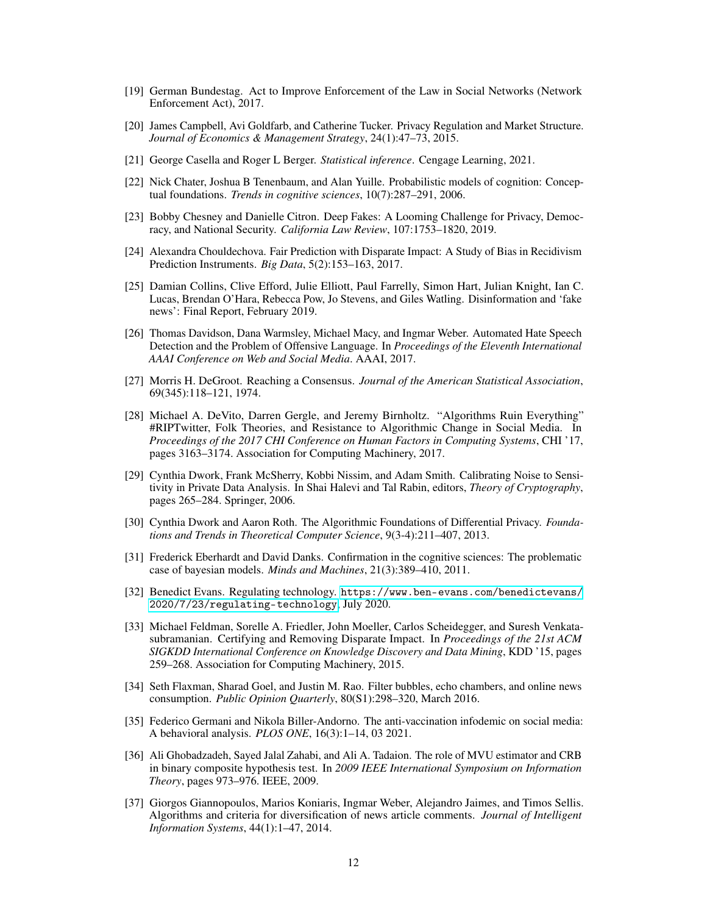[19] German Bundestag. Act to Improve Enforcement of the Law in Social Networks (Network Enforcement Act), 2017.

[20] James Campbell, Avi Goldfarb, and Catherine Tucker. Privacy Regulation and Market Structure. *Journal of Economics & Management Strategy*, 24(1):47–73, 2015.

[21] George Casella and Roger L Berger. *Statistical inference*. Cengage Learning, 2021.

[22] Nick Chater, Joshua B Tenenbaum, and Alan Yuille. Probabilistic models of cognition: Conceptual foundations. *Trends in cognitive sciences*, 10(7):287–291, 2006.

[23] Bobby Chesney and Danielle Citron. Deep Fakes: A Looming Challenge for Privacy, Democracy, and National Security. *California Law Review*, 107:1753–1820, 2019.

[24] Alexandra Chouldechova. Fair Prediction with Disparate Impact: A Study of Bias in Recidivism Prediction Instruments. *Big Data*, 5(2):153–163, 2017.

[25] Damian Collins, Clive Efford, Julie Elliott, Paul Farrelly, Simon Hart, Julian Knight, Ian C. Lucas, Brendan O'Hara, Rebecca Pow, Jo Stevens, and Giles Watling. Disinformation and 'fake news': Final Report, February 2019.

[26] Thomas Davidson, Dana Warmsley, Michael Macy, and Ingmar Weber. Automated Hate Speech Detection and the Problem of Offensive Language. In *Proceedings of the Eleventh International AAAI Conference on Web and Social Media*. AAAI, 2017.

[27] Morris H. DeGroot. Reaching a Consensus. *Journal of the American Statistical Association*, 69(345):118–121, 1974.

[28] Michael A. DeVito, Darren Gergle, and Jeremy Birnholtz. "Algorithms Ruin Everything" #RIPTwitter, Folk Theories, and Resistance to Algorithmic Change in Social Media. In *Proceedings of the 2017 CHI Conference on Human Factors in Computing Systems*, CHI '17, pages 3163–3174. Association for Computing Machinery, 2017.

[29] Cynthia Dwork, Frank McSherry, Kobbi Nissim, and Adam Smith. Calibrating Noise to Sensitivity in Private Data Analysis. In Shai Halevi and Tal Rabin, editors, *Theory of Cryptography*, pages 265–284. Springer, 2006.

[30] Cynthia Dwork and Aaron Roth. The Algorithmic Foundations of Differential Privacy. *Foundations and Trends in Theoretical Computer Science*, 9(3-4):211–407, 2013.

[31] Frederick Eberhardt and David Danks. Confirmation in the cognitive sciences: The problematic case of bayesian models. *Minds and Machines*, 21(3):389–410, 2011.

[32] Benedict Evans. Regulating technology. https://www.ben-evans.com/benedictevans/2020/7/23/regulating-technology, July 2020.

[33] Michael Feldman, Sorelle A. Friedler, John Moeller, Carlos Scheidegger, and Suresh Venkatasubramanian. Certifying and Removing Disparate Impact. In *Proceedings of the 21st ACM SIGKDD International Conference on Knowledge Discovery and Data Mining*, KDD '15, pages 259–268. Association for Computing Machinery, 2015.

[34] Seth Flaxman, Sharad Goel, and Justin M. Rao. Filter bubbles, echo chambers, and online news consumption. *Public Opinion Quarterly*, 80(S1):298–320, March 2016.

[35] Federico Germani and Nikola Biller-Andorno. The anti-vaccination infodemic on social media: A behavioral analysis. *PLOS ONE*, 16(3):1–14, 03 2021.

[36] Ali Ghobadzadeh, Sayed Jalal Zahabi, and Ali A. Tadaion. The role of MVU estimator and CRB in binary composite hypothesis test. In *2009 IEEE International Symposium on Information Theory*, pages 973–976. IEEE, 2009.

[37] Giorgos Giannopoulos, Marios Koniaris, Ingmar Weber, Alejandro Jaimes, and Timos Sellis. Algorithms and criteria for diversification of news article comments. *Journal of Intelligent Information Systems*, 44(1):1–47, 2014.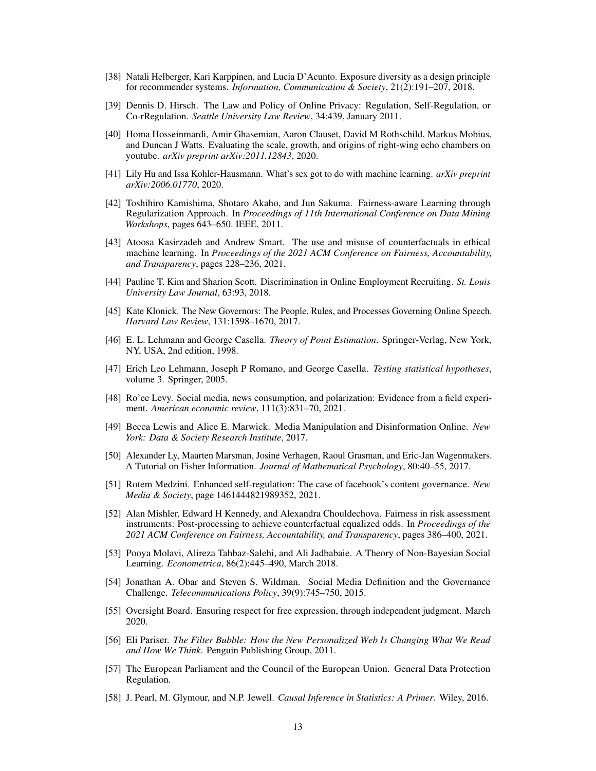[38] Natali Helberger, Kari Karppinen, and Lucia D'Acunto. Exposure diversity as a design principle for recommender systems. *Information, Communication & Society*, 21(2):191–207, 2018.

[39] Dennis D. Hirsch. The Law and Policy of Online Privacy: Regulation, Self-Regulation, or Co-rRegulation. *Seattle University Law Review*, 34:439, January 2011.

[40] Homa Hosseinmardi, Amir Ghasemian, Aaron Clauset, David M Rothschild, Markus Mobius, and Duncan J Watts. Evaluating the scale, growth, and origins of right-wing echo chambers on youtube. *arXiv preprint arXiv:2011.12843*, 2020.

[41] Lily Hu and Issa Kohler-Hausmann. What's sex got to do with machine learning. *arXiv preprint arXiv:2006.01770*, 2020.

[42] Toshihiro Kamishima, Shotaro Akaho, and Jun Sakuma. Fairness-aware Learning through Regularization Approach. In *Proceedings of 11th International Conference on Data Mining Workshops*, pages 643–650. IEEE, 2011.

[43] Atoosa Kasirzadeh and Andrew Smart. The use and misuse of counterfactuals in ethical machine learning. In *Proceedings of the 2021 ACM Conference on Fairness, Accountability, and Transparency*, pages 228–236, 2021.

[44] Pauline T. Kim and Sharion Scott. Discrimination in Online Employment Recruiting. *St. Louis University Law Journal*, 63:93, 2018.

[45] Kate Klonick. The New Governors: The People, Rules, and Processes Governing Online Speech. *Harvard Law Review*, 131:1598–1670, 2017.

[46] E. L. Lehmann and George Casella. *Theory of Point Estimation*. Springer-Verlag, New York, NY, USA, 2nd edition, 1998.

[47] Erich Leo Lehmann, Joseph P Romano, and George Casella. *Testing statistical hypotheses*, volume 3. Springer, 2005.

[48] Ro'ee Levy. Social media, news consumption, and polarization: Evidence from a field experiment. *American economic review*, 111(3):831–70, 2021.

[49] Becca Lewis and Alice E. Marwick. Media Manipulation and Disinformation Online. *New York: Data & Society Research Institute*, 2017.

[50] Alexander Ly, Maarten Marsman, Josine Verhagen, Raoul Grasman, and Eric-Jan Wagenmakers. A Tutorial on Fisher Information. *Journal of Mathematical Psychology*, 80:40–55, 2017.

[51] Rotem Medzini. Enhanced self-regulation: The case of facebook's content governance. *New Media & Society*, page 1461444821989352, 2021.

[52] Alan Mishler, Edward H Kennedy, and Alexandra Chouldechova. Fairness in risk assessment instruments: Post-processing to achieve counterfactual equalized odds. In *Proceedings of the 2021 ACM Conference on Fairness, Accountability, and Transparency*, pages 386–400, 2021.

[53] Pooya Molavi, Alireza Tahbaz-Salehi, and Ali Jadbabaie. A Theory of Non-Bayesian Social Learning. *Econometrica*, 86(2):445–490, March 2018.

[54] Jonathan A. Obar and Steven S. Wildman. Social Media Definition and the Governance Challenge. *Telecommunications Policy*, 39(9):745–750, 2015.

[55] Oversight Board. Ensuring respect for free expression, through independent judgment. March 2020.

[56] Eli Pariser. *The Filter Bubble: How the New Personalized Web Is Changing What We Read and How We Think*. Penguin Publishing Group, 2011.

[57] The European Parliament and the Council of the European Union. General Data Protection Regulation.

[58] J. Pearl, M. Glymour, and N.P. Jewell. *Causal Inference in Statistics: A Primer*. Wiley, 2016.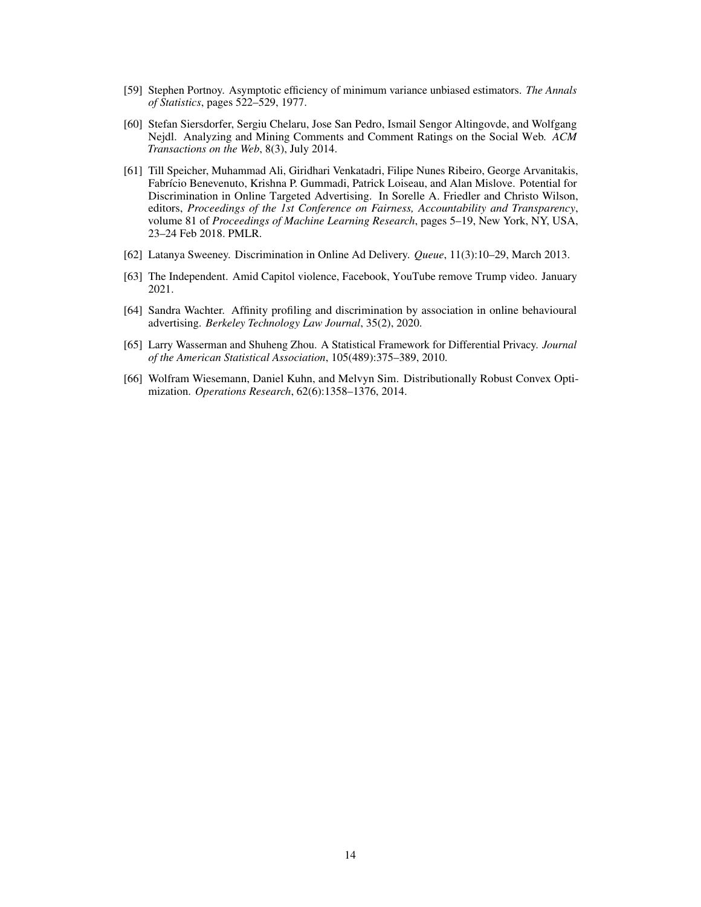[59] Stephen Portnoy. Asymptotic efficiency of minimum variance unbiased estimators. *The Annals of Statistics*, pages 522–529, 1977.

[60] Stefan Siersdorfer, Sergiu Chelaru, Jose San Pedro, Ismail Sengor Altingovde, and Wolfgang Nejdl. Analyzing and Mining Comments and Comment Ratings on the Social Web. *ACM Transactions on the Web*, 8(3), July 2014.

[61] Till Speicher, Muhammad Ali, Giridhari Venkatadri, Filipe Nunes Ribeiro, George Arvanitakis, Fabrício Benevenuto, Krishna P. Gummadi, Patrick Loiseau, and Alan Mislove. Potential for Discrimination in Online Targeted Advertising. In Sorelle A. Friedler and Christo Wilson, editors, *Proceedings of the 1st Conference on Fairness, Accountability and Transparency*, volume 81 of *Proceedings of Machine Learning Research*, pages 5–19, New York, NY, USA, 23–24 Feb 2018. PMLR.

[62] Latanya Sweeney. Discrimination in Online Ad Delivery. *Queue*, 11(3):10–29, March 2013.

[63] The Independent. Amid Capitol violence, Facebook, YouTube remove Trump video. January 2021.

[64] Sandra Wachter. Affinity profiling and discrimination by association in online behavioural advertising. *Berkeley Technology Law Journal*, 35(2), 2020.

[65] Larry Wasserman and Shuheng Zhou. A Statistical Framework for Differential Privacy. *Journal of the American Statistical Association*, 105(489):375–389, 2010.

[66] Wolfram Wiesemann, Daniel Kuhn, and Melvyn Sim. Distributionally Robust Convex Optimization. *Operations Research*, 62(6):1358–1376, 2014.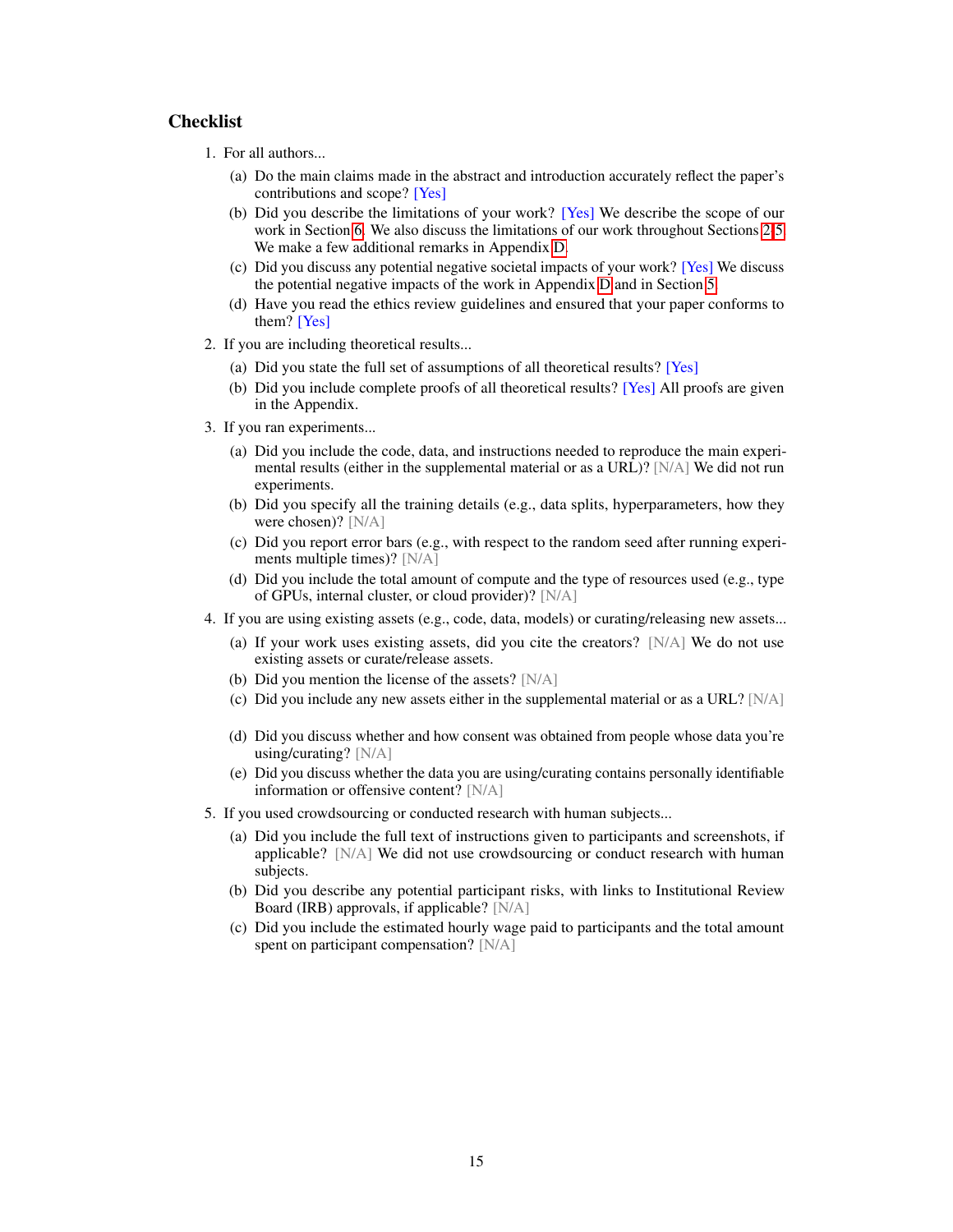## Checklist

1. For all authors...
   (a) Do the main claims made in the abstract and introduction accurately reflect the paper's contributions and scope? [Yes]
   (b) Did you describe the limitations of your work? [Yes] We describe the scope of our work in Section 6. We also discuss the limitations of our work throughout Sections 2-5. We make a few additional remarks in Appendix D.
   (c) Did you discuss any potential negative societal impacts of your work? [Yes] We discuss the potential negative impacts of the work in Appendix D and in Section 5.
   (d) Have you read the ethics review guidelines and ensured that your paper conforms to them? [Yes]
2. If you are including theoretical results...
   (a) Did you state the full set of assumptions of all theoretical results? [Yes]
   (b) Did you include complete proofs of all theoretical results? [Yes] All proofs are given in the Appendix.
3. If you ran experiments...
   (a) Did you include the code, data, and instructions needed to reproduce the main experimental results (either in the supplemental material or as a URL)? [N/A] We did not run experiments.
   (b) Did you specify all the training details (e.g., data splits, hyperparameters, how they were chosen)? [N/A]
   (c) Did you report error bars (e.g., with respect to the random seed after running experiments multiple times)? [N/A]
   (d) Did you include the total amount of compute and the type of resources used (e.g., type of GPUs, internal cluster, or cloud provider)? [N/A]
4. If you are using existing assets (e.g., code, data, models) or curating/releasing new assets...
   (a) If your work uses existing assets, did you cite the creators? [N/A] We do not use existing assets or curate/release assets.
   (b) Did you mention the license of the assets? [N/A]
   (c) Did you include any new assets either in the supplemental material or as a URL? [N/A]
   (d) Did you discuss whether and how consent was obtained from people whose data you're using/curating? [N/A]
   (e) Did you discuss whether the data you are using/curating contains personally identifiable information or offensive content? [N/A]
5. If you used crowdsourcing or conducted research with human subjects...
   (a) Did you include the full text of instructions given to participants and screenshots, if applicable? [N/A] We did not use crowdsourcing or conduct research with human subjects.
   (b) Did you describe any potential participant risks, with links to Institutional Review Board (IRB) approvals, if applicable? [N/A]
   (c) Did you include the estimated hourly wage paid to participants and the total amount spent on participant compensation? [N/A]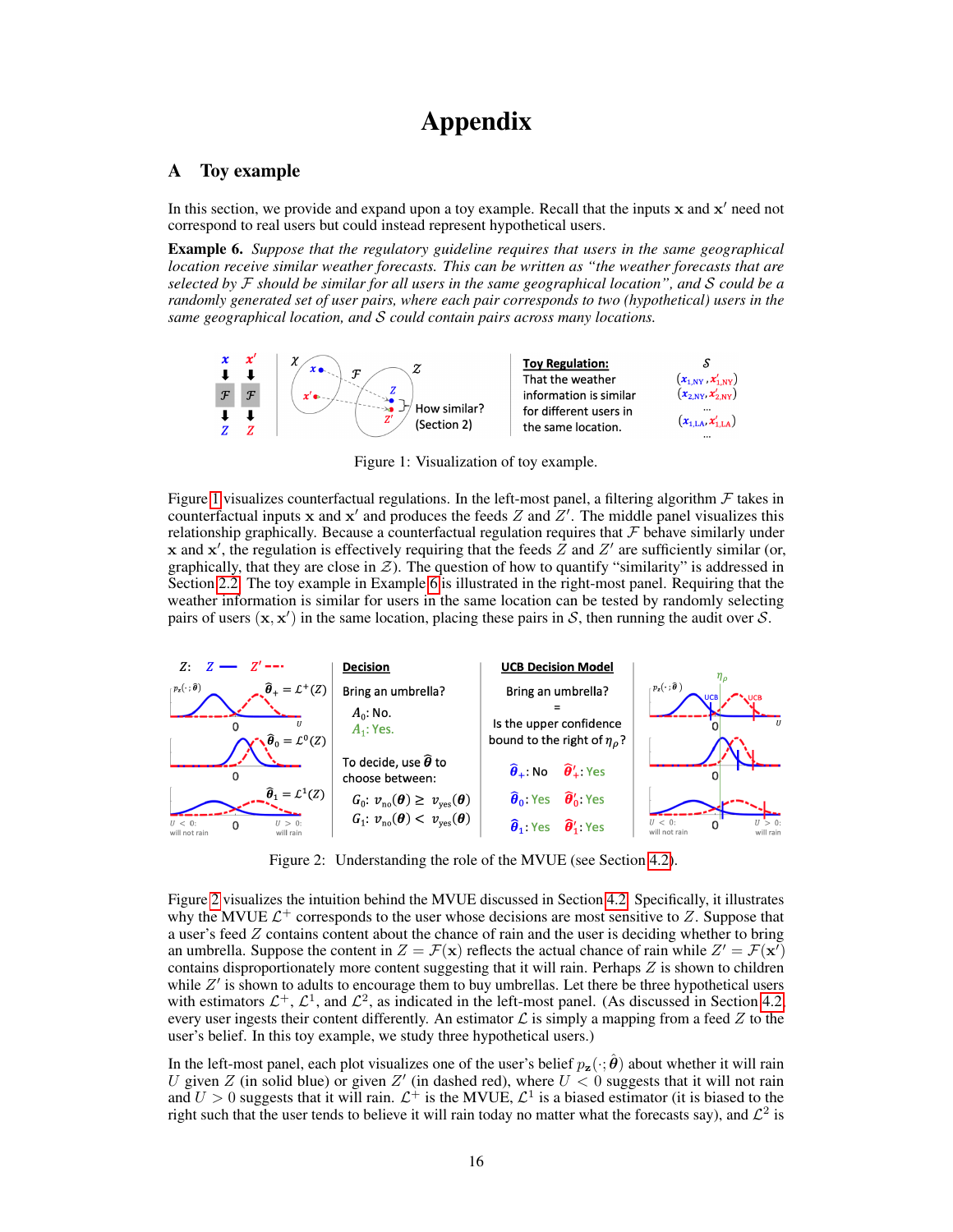# Appendix

## A Toy example

In this section, we provide and expand upon a toy example. Recall that the inputs $\mathbf{x}$ and $\mathbf{x}'$ need not correspond to real users but could instead represent hypothetical users.

**Example 6.** *Suppose that the regulatory guideline requires that users in the same geographical location receive similar weather forecasts. This can be written as "the weather forecasts that are selected by $\mathcal{F}$ should be similar for all users in the same geographical location", and $\mathcal{S}$ could be a randomly generated set of user pairs, where each pair corresponds to two (hypothetical) users in the same geographical location, and $\mathcal{S}$ could contain pairs across many locations.*

Figure 1: Visualization of toy example.

Figure 1 visualizes counterfactual regulations. In the left-most panel, a filtering algorithm $\mathcal{F}$ takes in counterfactual inputs $\mathbf{x}$ and $\mathbf{x}'$ and produces the feeds $Z$ and $Z'$. The middle panel visualizes this relationship graphically. Because a counterfactual regulation requires that $\mathcal{F}$ behave similarly under $\mathbf{x}$ and $\mathbf{x}'$, the regulation is effectively requiring that the feeds $Z$ and $Z'$ are sufficiently similar (or, graphically, that they are close in $\mathcal{Z}$). The question of how to quantify "similarity" is addressed in Section 2.2. The toy example in Example 6 is illustrated in the right-most panel. Requiring that the weather information is similar for users in the same location can be tested by randomly selecting pairs of users $(\mathbf{x}, \mathbf{x}')$ in the same location, placing these pairs in $\mathcal{S}$, then running the audit over $\mathcal{S}$.

Figure 2: Understanding the role of the MVUE (see Section 4.2).

Figure 2 visualizes the intuition behind the MVUE discussed in Section 4.2. Specifically, it illustrates why the MVUE $\mathcal{L}^+$ corresponds to the user whose decisions are most sensitive to $Z$. Suppose that a user's feed $Z$ contains content about the chance of rain and the user is deciding whether to bring an umbrella. Suppose the content in $Z = \mathcal{F}(\mathbf{x})$ reflects the actual chance of rain while $Z' = \mathcal{F}(\mathbf{x}')$ contains disproportionately more content suggesting that it will rain. Perhaps $Z$ is shown to children while $Z'$ is shown to adults to encourage them to buy umbrellas. Let there be three hypothetical users with estimators $\mathcal{L}^+$, $\mathcal{L}^1$, and $\mathcal{L}^2$, as indicated in the left-most panel. (As discussed in Section 4.2, every user ingests their content differently. An estimator $\mathcal{L}$ is simply a mapping from a feed $Z$ to the user's belief. In this toy example, we study three hypothetical users.)

In the left-most panel, each plot visualizes one of the user's belief $p_{\mathbf{z}}(\cdot; \hat{\boldsymbol{\theta}})$ about whether it will rain $U$ given $Z$ (in solid blue) or given $Z'$ (in dashed red), where $U < 0$ suggests that it will not rain and $U > 0$ suggests that it will rain. $\mathcal{L}^+$ is the MVUE, $\mathcal{L}^1$ is a biased estimator (it is biased to the right such that the user tends to believe it will rain today no matter what the forecasts say), and $\mathcal{L}^2$ is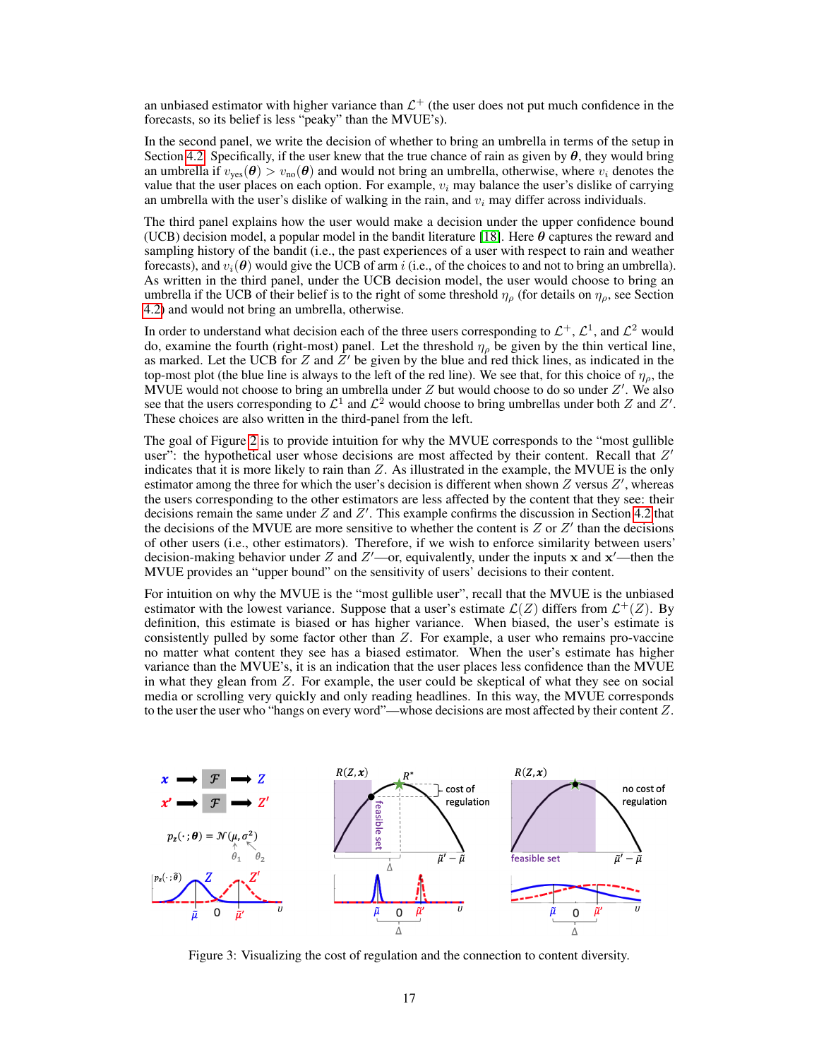an unbiased estimator with higher variance than $\mathcal{L}^+$ (the user does not put much confidence in the forecasts, so its belief is less "peaky" than the MVUE's).

In the second panel, we write the decision of whether to bring an umbrella in terms of the setup in Section 4.2. Specifically, if the user knew that the true chance of rain as given by $\boldsymbol{\theta}$, they would bring an umbrella if $v_{\text{yes}}(\boldsymbol{\theta}) > v_{\text{no}}(\boldsymbol{\theta})$ and would not bring an umbrella, otherwise, where $v_i$ denotes the value that the user places on each option. For example, $v_i$ may balance the user's dislike of carrying an umbrella with the user's dislike of walking in the rain, and $v_i$ may differ across individuals.

The third panel explains how the user would make a decision under the upper confidence bound (UCB) decision model, a popular model in the bandit literature [18]. Here $\boldsymbol{\theta}$ captures the reward and sampling history of the bandit (i.e., the past experiences of a user with respect to rain and weather forecasts), and $v_i(\boldsymbol{\theta})$ would give the UCB of arm $i$ (i.e., of the choices to and not to bring an umbrella). As written in the third panel, under the UCB decision model, the user would choose to bring an umbrella if the UCB of their belief is to the right of some threshold $\eta_\rho$ (for details on $\eta_\rho$, see Section 4.2) and would not bring an umbrella, otherwise.

In order to understand what decision each of the three users corresponding to $\mathcal{L}^+$, $\mathcal{L}^1$, and $\mathcal{L}^2$ would do, examine the fourth (right-most) panel. Let the threshold $\eta_\rho$ be given by the thin vertical line, as marked. Let the UCB for $Z$ and $Z'$ be given by the blue and red thick lines, as indicated in the top-most plot (the blue line is always to the left of the red line). We see that, for this choice of $\eta_\rho$, the MVUE would not choose to bring an umbrella under $Z$ but would choose to do so under $Z'$. We also see that the users corresponding to $\mathcal{L}^1$ and $\mathcal{L}^2$ would choose to bring umbrellas under both $Z$ and $Z'$. These choices are also written in the third-panel from the left.

The goal of Figure 2 is to provide intuition for why the MVUE corresponds to the "most gullible user": the hypothetical user whose decisions are most affected by their content. Recall that $Z'$ indicates that it is more likely to rain than $Z$. As illustrated in the example, the MVUE is the only estimator among the three for which the user's decision is different when shown $Z$ versus $Z'$, whereas the users corresponding to the other estimators are less affected by the content that they see: their decisions remain the same under $Z$ and $Z'$. This example confirms the discussion in Section 4.2 that the decisions of the MVUE are more sensitive to whether the content is $Z$ or $Z'$ than the decisions of other users (i.e., other estimators). Therefore, if we wish to enforce similarity between users' decision-making behavior under $Z$ and $Z'$—or, equivalently, under the inputs $\mathbf{x}$ and $\mathbf{x}'$—then the MVUE provides an "upper bound" on the sensitivity of users' decisions to their content.

For intuition on why the MVUE is the "most gullible user", recall that the MVUE is the unbiased estimator with the lowest variance. Suppose that a user's estimate $\mathcal{L}(Z)$ differs from $\mathcal{L}^+(Z)$. By definition, this estimate is biased or has higher variance. When biased, the user's estimate is consistently pulled by some factor other than $Z$. For example, a user who remains pro-vaccine no matter what content they see has a biased estimator. When the user's estimate has higher variance than the MVUE's, it is an indication that the user places less confidence than the MVUE in what they glean from $Z$. For example, the user could be skeptical of what they see on social media or scrolling very quickly and only reading headlines. In this way, the MVUE corresponds to the user the user who "hangs on every word"—whose decisions are most affected by their content $Z$.

Figure 3: Visualizing the cost of regulation and the connection to content diversity.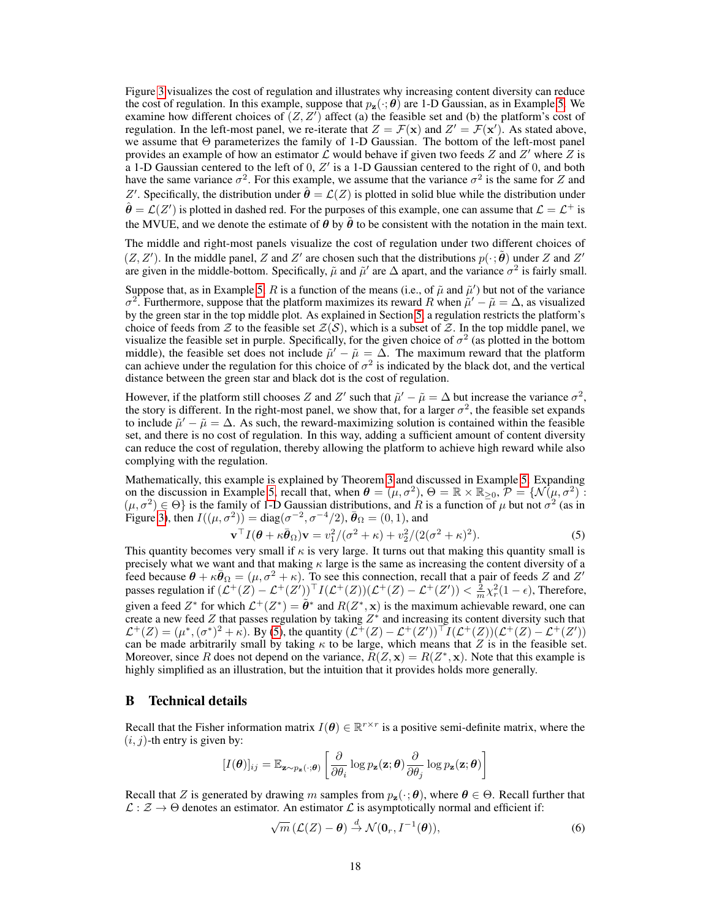Figure 3 visualizes the cost of regulation and illustrates why increasing content diversity can reduce the cost of regulation. In this example, suppose that $p_{\mathbf{z}}(\cdot;\boldsymbol{\theta})$ are 1-D Gaussian, as in Example 5. We examine how different choices of $(Z, Z')$ affect (a) the feasible set and (b) the platform's cost of regulation. In the left-most panel, we re-iterate that $Z = \mathcal{F}(\mathbf{x})$ and $Z' = \mathcal{F}(\mathbf{x}')$. As stated above, we assume that $\Theta$ parameterizes the family of 1-D Gaussian. The bottom of the left-most panel provides an example of how an estimator $\mathcal{L}$ would behave if given two feeds $Z$ and $Z'$ where $Z$ is a 1-D Gaussian centered to the left of 0, $Z'$ is a 1-D Gaussian centered to the right of 0, and both have the same variance $\sigma^2$. For this example, we assume that the variance $\sigma^2$ is the same for $Z$ and $Z'$. Specifically, the distribution under $\hat{\boldsymbol{\theta}} = \mathcal{L}(Z)$ is plotted in solid blue while the distribution under $\hat{\boldsymbol{\theta}} = \mathcal{L}(Z')$ is plotted in dashed red. For the purposes of this example, one can assume that $\mathcal{L} = \mathcal{L}^+$ is the MVUE, and we denote the estimate of $\boldsymbol{\theta}$ by $\tilde{\boldsymbol{\theta}}$ to be consistent with the notation in the main text.

The middle and right-most panels visualize the cost of regulation under two different choices of $(Z, Z')$. In the middle panel, $Z$ and $Z'$ are chosen such that the distributions $p(\cdot;\tilde{\boldsymbol{\theta}})$ under $Z$ and $Z'$ are given in the middle-bottom. Specifically, $\tilde{\mu}$ and $\tilde{\mu}'$ are $\Delta$ apart, and the variance $\sigma^2$ is fairly small.

Suppose that, as in Example 5, $R$ is a function of the means (i.e., of $\tilde{\mu}$ and $\tilde{\mu}'$) but not of the variance $\sigma^2$. Furthermore, suppose that the platform maximizes its reward $R$ when $\tilde{\mu}' - \tilde{\mu} = \Delta$, as visualized by the green star in the top middle plot. As explained in Section 5, a regulation restricts the platform's choice of feeds from $\mathcal{Z}$ to the feasible set $\mathcal{Z}(\mathcal{S})$, which is a subset of $\mathcal{Z}$. In the top middle panel, we visualize the feasible set in purple. Specifically, for the given choice of $\sigma^2$ (as plotted in the bottom middle), the feasible set does not include $\tilde{\mu}' - \tilde{\mu} = \Delta$. The maximum reward that the platform can achieve under the regulation for this choice of $\sigma^2$ is indicated by the black dot, and the vertical distance between the green star and black dot is the cost of regulation.

However, if the platform still chooses $Z$ and $Z'$ such that $\tilde{\mu}' - \tilde{\mu} = \Delta$ but increase the variance $\sigma^2$, the story is different. In the right-most panel, we show that, for a larger $\sigma^2$, the feasible set expands to include $\tilde{\mu}' - \tilde{\mu} = \Delta$. As such, the reward-maximizing solution is contained within the feasible set, and there is no cost of regulation. In this way, adding a sufficient amount of content diversity can reduce the cost of regulation, thereby allowing the platform to achieve high reward while also complying with the regulation.

Mathematically, this example is explained by Theorem 3 and discussed in Example 5. Expanding on the discussion in Example 5, recall that, when $\boldsymbol{\theta} = (\mu, \sigma^2)$, $\Theta = \mathbb{R} \times \mathbb{R}_{\geq 0}$, $\mathcal{P} = \{\mathcal{N}(\mu, \sigma^2) : (\mu, \sigma^2) \in \Theta\}$ is the family of 1-D Gaussian distributions, and $R$ is a function of $\mu$ but not $\sigma^2$ (as in Figure 3), then $I((\mu, \sigma^2)) = \text{diag}(\sigma^{-2}, \sigma^{-4}/2)$, $\bar{\boldsymbol{\theta}}_\Omega = (0, 1)$, and

$$\mathbf{v}^\top I(\boldsymbol{\theta} + \kappa\bar{\boldsymbol{\theta}}_\Omega)\mathbf{v} = v_1^2/(\sigma^2 + \kappa) + v_2^2/(2(\sigma^2 + \kappa)^2). \tag{5}$$

This quantity becomes very small if $\kappa$ is very large. It turns out that making this quantity small is precisely what we want and that making $\kappa$ large is the same as increasing the content diversity of a feed because $\boldsymbol{\theta} + \kappa\bar{\boldsymbol{\theta}}_\Omega = (\mu, \sigma^2 + \kappa)$. To see this connection, recall that a pair of feeds $Z$ and $Z'$ passes regulation if $(\mathcal{L}^+(Z) - \mathcal{L}^+(Z'))^\top I(\mathcal{L}^+(Z))(\mathcal{L}^+(Z) - \mathcal{L}^+(Z')) < \frac{2}{m}\chi_r^2(1-\epsilon)$, Therefore, given a feed $Z^*$ for which $\mathcal{L}^+(Z^*) = \tilde{\boldsymbol{\theta}}^*$ and $R(Z^*, \mathbf{x})$ is the maximum achievable reward, one can create a new feed $Z$ that passes regulation by taking $Z^*$ and increasing its content diversity such that $\mathcal{L}^+(Z) = (\mu^*, (\sigma^*)^2 + \kappa)$. By (5), the quantity $(\mathcal{L}^+(Z) - \mathcal{L}^+(Z'))^\top I(\mathcal{L}^+(Z))(\mathcal{L}^+(Z) - \mathcal{L}^+(Z'))$ can be made arbitrarily small by taking $\kappa$ to be large, which means that $Z$ is in the feasible set. Moreover, since $R$ does not depend on the variance, $R(Z, \mathbf{x}) = R(Z^*, \mathbf{x})$. Note that this example is highly simplified as an illustration, but the intuition that it provides holds more generally.

# B Technical details

Recall that the Fisher information matrix $I(\boldsymbol{\theta}) \in \mathbb{R}^{r \times r}$ is a positive semi-definite matrix, where the $(i, j)$-th entry is given by:

$$[I(\boldsymbol{\theta})]_{ij} = \mathbb{E}_{\mathbf{z} \sim p_{\mathbf{z}}(\cdot;\boldsymbol{\theta})}\left[\frac{\partial}{\partial \theta_i} \log p_{\mathbf{z}}(\mathbf{z};\boldsymbol{\theta}) \frac{\partial}{\partial \theta_j} \log p_{\mathbf{z}}(\mathbf{z};\boldsymbol{\theta})\right]$$

Recall that $Z$ is generated by drawing $m$ samples from $p_{\mathbf{z}}(\cdot;\boldsymbol{\theta})$, where $\boldsymbol{\theta} \in \Theta$. Recall further that $\mathcal{L} : \mathcal{Z} \to \Theta$ denotes an estimator. An estimator $\mathcal{L}$ is asymptotically normal and efficient if:

$$\sqrt{m}\,(\mathcal{L}(Z) - \boldsymbol{\theta}) \xrightarrow{d} \mathcal{N}(\mathbf{0}_r, I^{-1}(\boldsymbol{\theta})), \tag{6}$$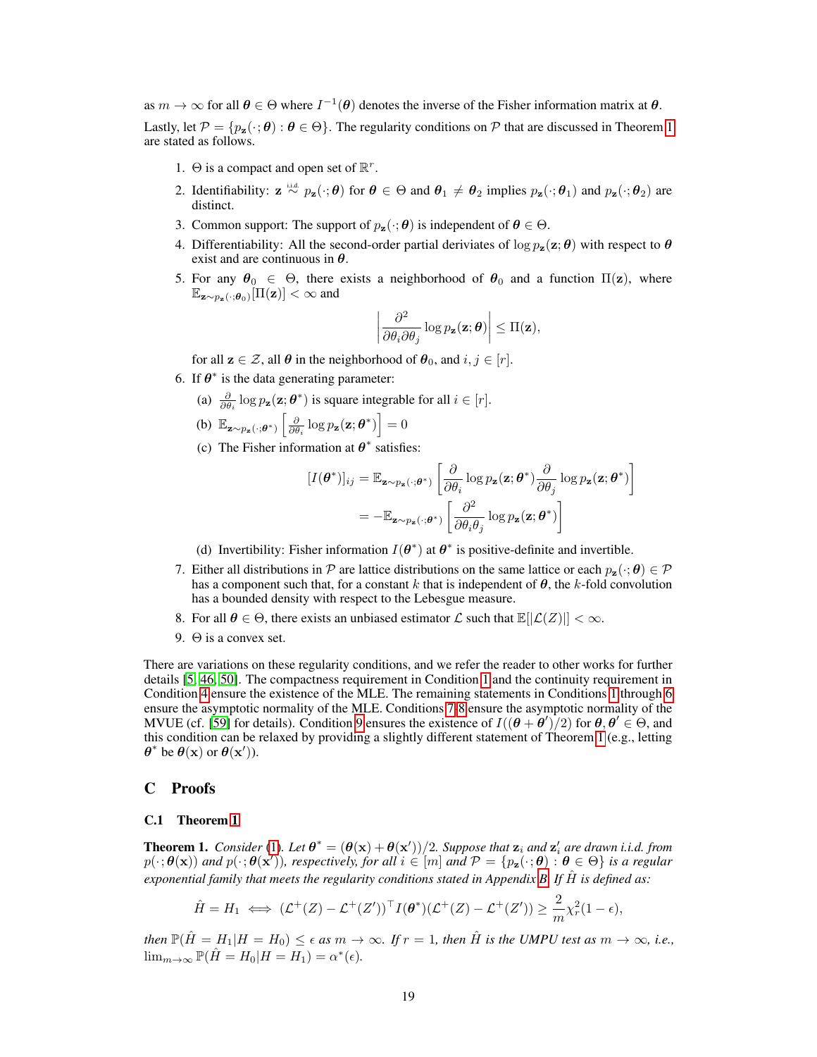as $m \to \infty$ for all $\boldsymbol{\theta} \in \Theta$ where $I^{-1}(\boldsymbol{\theta})$ denotes the inverse of the Fisher information matrix at $\boldsymbol{\theta}$.

Lastly, let $\mathcal{P} = \{p_{\mathbf{z}}(\cdot; \boldsymbol{\theta}) : \boldsymbol{\theta} \in \Theta\}$. The regularity conditions on $\mathcal{P}$ that are discussed in Theorem 1 are stated as follows.

1. $\Theta$ is a compact and open set of $\mathbb{R}^r$.
2. Identifiability: $\mathbf{z} \overset{\text{i.i.d.}}{\sim} p_{\mathbf{z}}(\cdot; \boldsymbol{\theta})$ for $\boldsymbol{\theta} \in \Theta$ and $\boldsymbol{\theta}_1 \neq \boldsymbol{\theta}_2$ implies $p_{\mathbf{z}}(\cdot; \boldsymbol{\theta}_1)$ and $p_{\mathbf{z}}(\cdot; \boldsymbol{\theta}_2)$ are distinct.
3. Common support: The support of $p_{\mathbf{z}}(\cdot; \boldsymbol{\theta})$ is independent of $\boldsymbol{\theta} \in \Theta$.
4. Differentiability: All the second-order partial deriviates of $\log p_{\mathbf{z}}(\mathbf{z}; \boldsymbol{\theta})$ with respect to $\boldsymbol{\theta}$ exist and are continuous in $\boldsymbol{\theta}$.
5. For any $\boldsymbol{\theta}_0 \in \Theta$, there exists a neighborhood of $\boldsymbol{\theta}_0$ and a function $\Pi(\mathbf{z})$, where $\mathbb{E}_{\mathbf{z} \sim p_{\mathbf{z}}(\cdot; \boldsymbol{\theta}_0)}[\Pi(\mathbf{z})] < \infty$ and
$$\left| \frac{\partial^2}{\partial \theta_i \partial \theta_j} \log p_{\mathbf{z}}(\mathbf{z}; \boldsymbol{\theta}) \right| \leq \Pi(\mathbf{z}),$$
for all $\mathbf{z} \in \mathcal{Z}$, all $\boldsymbol{\theta}$ in the neighborhood of $\boldsymbol{\theta}_0$, and $i, j \in [r]$.
6. If $\boldsymbol{\theta}^*$ is the data generating parameter:
   (a) $\frac{\partial}{\partial \theta_i} \log p_{\mathbf{z}}(\mathbf{z}; \boldsymbol{\theta}^*)$ is square integrable for all $i \in [r]$.
   (b) $\mathbb{E}_{\mathbf{z} \sim p_{\mathbf{z}}(\cdot; \boldsymbol{\theta}^*)} \left[ \frac{\partial}{\partial \theta_i} \log p_{\mathbf{z}}(\mathbf{z}; \boldsymbol{\theta}^*) \right] = 0$
   (c) The Fisher information at $\boldsymbol{\theta}^*$ satisfies:
$$\begin{aligned} [I(\boldsymbol{\theta}^*)]_{ij} &= \mathbb{E}_{\mathbf{z} \sim p_{\mathbf{z}}(\cdot; \boldsymbol{\theta}^*)} \left[ \frac{\partial}{\partial \theta_i} \log p_{\mathbf{z}}(\mathbf{z}; \boldsymbol{\theta}^*) \frac{\partial}{\partial \theta_j} \log p_{\mathbf{z}}(\mathbf{z}; \boldsymbol{\theta}^*) \right] \\ &= -\mathbb{E}_{\mathbf{z} \sim p_{\mathbf{z}}(\cdot; \boldsymbol{\theta}^*)} \left[ \frac{\partial^2}{\partial \theta_i \theta_j} \log p_{\mathbf{z}}(\mathbf{z}; \boldsymbol{\theta}^*) \right] \end{aligned}$$
   (d) Invertibility: Fisher information $I(\boldsymbol{\theta}^*)$ at $\boldsymbol{\theta}^*$ is positive-definite and invertible.
7. Either all distributions in $\mathcal{P}$ are lattice distributions on the same lattice or each $p_{\mathbf{z}}(\cdot; \boldsymbol{\theta}) \in \mathcal{P}$ has a component such that, for a constant $k$ that is independent of $\boldsymbol{\theta}$, the $k$-fold convolution has a bounded density with respect to the Lebesgue measure.
8. For all $\boldsymbol{\theta} \in \Theta$, there exists an unbiased estimator $\mathcal{L}$ such that $\mathbb{E}[|\mathcal{L}(Z)|] < \infty$.
9. $\Theta$ is a convex set.

There are variations on these regularity conditions, and we refer the reader to other works for further details [5, 46, 50]. The compactness requirement in Condition 1 and the continuity requirement in Condition 4 ensure the existence of the MLE. The remaining statements in Conditions 1 through 6 ensure the asymptotic normality of the MLE. Conditions 7-8 ensure the asymptotic normality of the MVUE (cf. [59] for details). Condition 9 ensures the existence of $I((\boldsymbol{\theta} + \boldsymbol{\theta}')/2)$ for $\boldsymbol{\theta}, \boldsymbol{\theta}' \in \Theta$, and this condition can be relaxed by providing a slightly different statement of Theorem 1 (e.g., letting $\boldsymbol{\theta}^*$ be $\boldsymbol{\theta}(\mathbf{x})$ or $\boldsymbol{\theta}(\mathbf{x}')$).

## C Proofs

### C.1 Theorem 1

**Theorem 1.** *Consider (1). Let $\boldsymbol{\theta}^* = (\boldsymbol{\theta}(\mathbf{x}) + \boldsymbol{\theta}(\mathbf{x}'))/2$. Suppose that $\mathbf{z}_i$ and $\mathbf{z}_i'$ are drawn i.i.d. from $p(\cdot; \boldsymbol{\theta}(\mathbf{x}))$ and $p(\cdot; \boldsymbol{\theta}(\mathbf{x}'))$, respectively, for all $i \in [m]$ and $\mathcal{P} = \{p_{\mathbf{z}}(\cdot; \boldsymbol{\theta}) : \boldsymbol{\theta} \in \Theta\}$ is a regular exponential family that meets the regularity conditions stated in Appendix B. If $\hat{H}$ is defined as:*

$$\hat{H} = H_1 \iff (\mathcal{L}^+(Z) - \mathcal{L}^+(Z'))^\top I(\boldsymbol{\theta}^*)(\mathcal{L}^+(Z) - \mathcal{L}^+(Z')) \geq \frac{2}{m} \chi_r^2(1 - \epsilon),$$

*then $\mathbb{P}(\hat{H} = H_1 | H = H_0) \leq \epsilon$ as $m \to \infty$. If $r = 1$, then $\hat{H}$ is the UMPU test as $m \to \infty$, i.e., $\lim_{m \to \infty} \mathbb{P}(\hat{H} = H_0 | H = H_1) = \alpha^*(\epsilon)$.*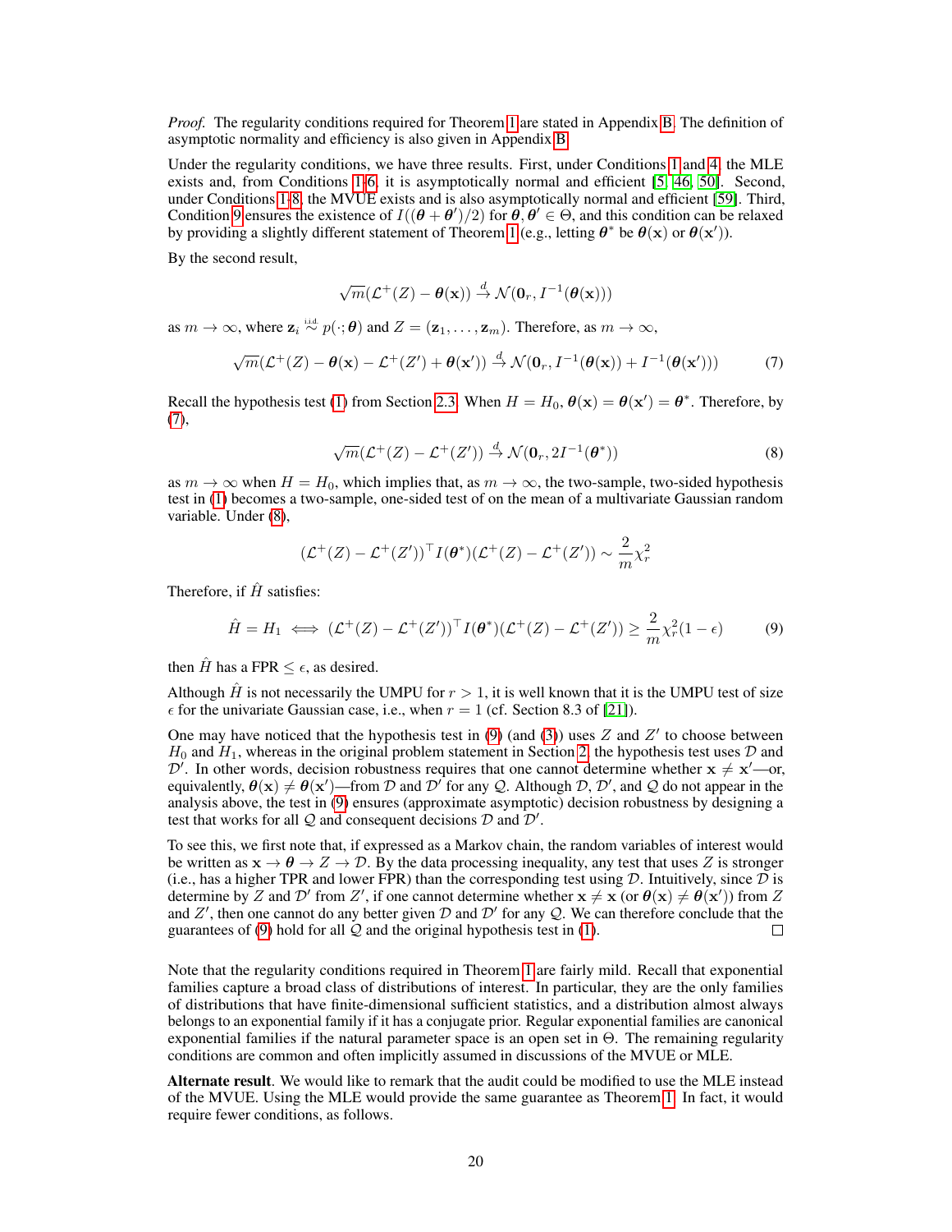*Proof.* The regularity conditions required for Theorem 1 are stated in Appendix B. The definition of asymptotic normality and efficiency is also given in Appendix B.

Under the regularity conditions, we have three results. First, under Conditions 1 and 4, the MLE exists and, from Conditions 1-6, it is asymptotically normal and efficient [5, 46, 50]. Second, under Conditions 1-8, the MVUE exists and is also asymptotically normal and efficient [59]. Third, Condition 9 ensures the existence of $I((\boldsymbol{\theta} + \boldsymbol{\theta}')/2)$ for $\boldsymbol{\theta}, \boldsymbol{\theta}' \in \Theta$, and this condition can be relaxed by providing a slightly different statement of Theorem 1 (e.g., letting $\boldsymbol{\theta}^*$ be $\boldsymbol{\theta}(\mathbf{x})$ or $\boldsymbol{\theta}(\mathbf{x}')$).

By the second result,

$$\sqrt{m}(\mathcal{L}^+(Z) - \boldsymbol{\theta}(\mathbf{x})) \xrightarrow{d} \mathcal{N}(\mathbf{0}_r, I^{-1}(\boldsymbol{\theta}(\mathbf{x})))$$

as $m \to \infty$, where $\mathbf{z}_i \overset{\text{i.i.d.}}{\sim} p(\cdot; \boldsymbol{\theta})$ and $Z = (\mathbf{z}_1, \ldots, \mathbf{z}_m)$. Therefore, as $m \to \infty$,

$$\sqrt{m}(\mathcal{L}^+(Z) - \boldsymbol{\theta}(\mathbf{x}) - \mathcal{L}^+(Z') + \boldsymbol{\theta}(\mathbf{x}')) \xrightarrow{d} \mathcal{N}(\mathbf{0}_r, I^{-1}(\boldsymbol{\theta}(\mathbf{x})) + I^{-1}(\boldsymbol{\theta}(\mathbf{x}'))) \tag{7}$$

Recall the hypothesis test (1) from Section 2.3. When $H = H_0$, $\boldsymbol{\theta}(\mathbf{x}) = \boldsymbol{\theta}(\mathbf{x}') = \boldsymbol{\theta}^*$. Therefore, by (7),

$$\sqrt{m}(\mathcal{L}^+(Z) - \mathcal{L}^+(Z')) \xrightarrow{d} \mathcal{N}(\mathbf{0}_r, 2I^{-1}(\boldsymbol{\theta}^*)) \tag{8}$$

as $m \to \infty$ when $H = H_0$, which implies that, as $m \to \infty$, the two-sample, two-sided hypothesis test in (1) becomes a two-sample, one-sided test of on the mean of a multivariate Gaussian random variable. Under (8),

$$(\mathcal{L}^+(Z) - \mathcal{L}^+(Z'))^\top I(\boldsymbol{\theta}^*)(\mathcal{L}^+(Z) - \mathcal{L}^+(Z')) \sim \frac{2}{m}\chi^2_r$$

Therefore, if $\hat{H}$ satisfies:

$$\hat{H} = H_1 \iff (\mathcal{L}^+(Z) - \mathcal{L}^+(Z'))^\top I(\boldsymbol{\theta}^*)(\mathcal{L}^+(Z) - \mathcal{L}^+(Z')) \geq \frac{2}{m}\chi^2_r(1-\epsilon) \tag{9}$$

then $\hat{H}$ has a FPR $\leq \epsilon$, as desired.

Although $\hat{H}$ is not necessarily the UMPU for $r > 1$, it is well known that it is the UMPU test of size $\epsilon$ for the univariate Gaussian case, i.e., when $r = 1$ (cf. Section 8.3 of [21]).

One may have noticed that the hypothesis test in (9) (and (3)) uses $Z$ and $Z'$ to choose between $H_0$ and $H_1$, whereas in the original problem statement in Section 2, the hypothesis test uses $\mathcal{D}$ and $\mathcal{D}'$. In other words, decision robustness requires that one cannot determine whether $\mathbf{x} \neq \mathbf{x}'$—or, equivalently, $\boldsymbol{\theta}(\mathbf{x}) \neq \boldsymbol{\theta}(\mathbf{x}')$—from $\mathcal{D}$ and $\mathcal{D}'$ for any $\mathcal{Q}$. Although $\mathcal{D}$, $\mathcal{D}'$, and $\mathcal{Q}$ do not appear in the analysis above, the test in (9) ensures (approximate asymptotic) decision robustness by designing a test that works for all $\mathcal{Q}$ and consequent decisions $\mathcal{D}$ and $\mathcal{D}'$.

To see this, we first note that, if expressed as a Markov chain, the random variables of interest would be written as $\mathbf{x} \to \boldsymbol{\theta} \to Z \to \mathcal{D}$. By the data processing inequality, any test that uses $Z$ is stronger (i.e., has a higher TPR and lower FPR) than the corresponding test using $\mathcal{D}$. Intuitively, since $\mathcal{D}$ is determine by $Z$ and $\mathcal{D}'$ from $Z'$, if one cannot determine whether $\mathbf{x} \neq \mathbf{x}$ (or $\boldsymbol{\theta}(\mathbf{x}) \neq \boldsymbol{\theta}(\mathbf{x}')$) from $Z$ and $Z'$, then one cannot do any better given $\mathcal{D}$ and $\mathcal{D}'$ for any $\mathcal{Q}$. We can therefore conclude that the guarantees of (9) hold for all $\mathcal{Q}$ and the original hypothesis test in (1). $\square$

Note that the regularity conditions required in Theorem 1 are fairly mild. Recall that exponential families capture a broad class of distributions of interest. In particular, they are the only families of distributions that have finite-dimensional sufficient statistics, and a distribution almost always belongs to an exponential family if it has a conjugate prior. Regular exponential families are canonical exponential families if the natural parameter space is an open set in $\Theta$. The remaining regularity conditions are common and often implicitly assumed in discussions of the MVUE or MLE.

**Alternate result**. We would like to remark that the audit could be modified to use the MLE instead of the MVUE. Using the MLE would provide the same guarantee as Theorem 1. In fact, it would require fewer conditions, as follows.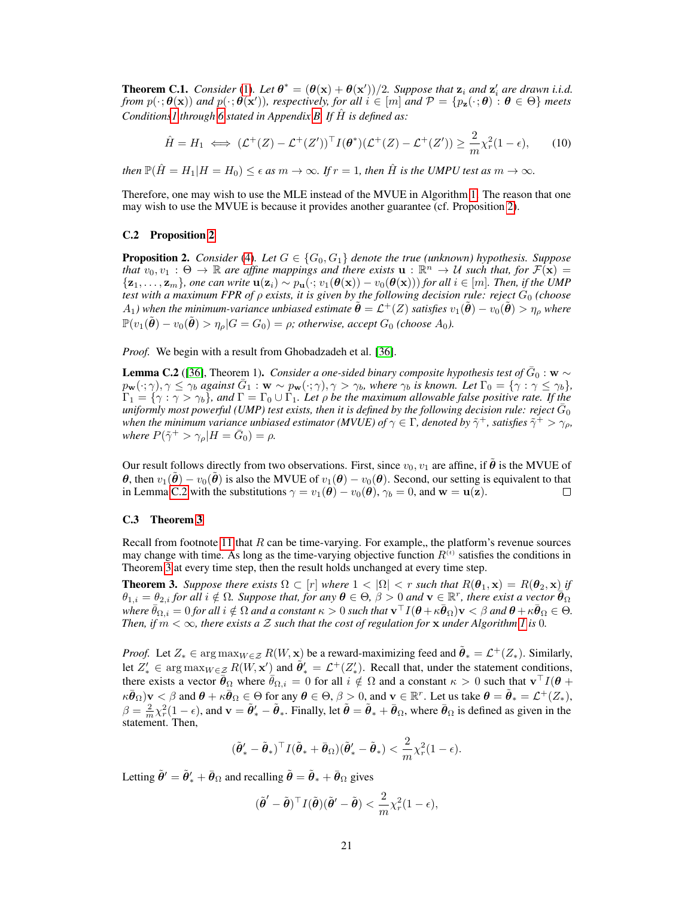**Theorem C.1.** *Consider (1). Let $\boldsymbol{\theta}^* = (\boldsymbol{\theta}(\mathbf{x}) + \boldsymbol{\theta}(\mathbf{x}'))/2$. Suppose that $\mathbf{z}_i$ and $\mathbf{z}'_i$ are drawn i.i.d. from $p(\cdot; \boldsymbol{\theta}(\mathbf{x}))$ and $p(\cdot; \boldsymbol{\theta}(\mathbf{x}'))$, respectively, for all $i \in [m]$ and $\mathcal{P} = \{p_{\mathbf{z}}(\cdot; \boldsymbol{\theta}) : \boldsymbol{\theta} \in \Theta\}$ meets Conditions 1 through 6 stated in Appendix B. If $\hat{H}$ is defined as:*

$$\hat{H} = H_1 \iff (\mathcal{L}^+(Z) - \mathcal{L}^+(Z'))^\top I(\boldsymbol{\theta}^*)(\mathcal{L}^+(Z) - \mathcal{L}^+(Z')) \geq \frac{2}{m}\chi_r^2(1-\epsilon), \tag{10}$$

*then $\mathbb{P}(\hat{H} = H_1 | H = H_0) \leq \epsilon$ as $m \to \infty$. If $r = 1$, then $\hat{H}$ is the UMPU test as $m \to \infty$.*

Therefore, one may wish to use the MLE instead of the MVUE in Algorithm 1. The reason that one may wish to use the MVUE is because it provides another guarantee (cf. Proposition 2).

### C.2 Proposition 2

**Proposition 2.** *Consider (4). Let $G \in \{G_0, G_1\}$ denote the true (unknown) hypothesis. Suppose that $v_0, v_1 : \Theta \to \mathbb{R}$ are affine mappings and there exists $\mathbf{u} : \mathbb{R}^n \to \mathcal{U}$ such that, for $\mathcal{F}(\mathbf{x}) = \{\mathbf{z}_1, \ldots, \mathbf{z}_m\}$, one can write $\mathbf{u}(\mathbf{z}_i) \sim p_{\mathbf{u}}(\cdot; v_1(\boldsymbol{\theta}(\mathbf{x})) - v_0(\boldsymbol{\theta}(\mathbf{x})))$ for all $i \in [m]$. Then, if the UMP test with a maximum FPR of $\rho$ exists, it is given by the following decision rule: reject $G_0$ (choose $A_1$) when the minimum-variance unbiased estimate $\tilde{\boldsymbol{\theta}} = \mathcal{L}^+(Z)$ satisfies $v_1(\tilde{\boldsymbol{\theta}}) - v_0(\tilde{\boldsymbol{\theta}}) > \eta_\rho$ where $\mathbb{P}(v_1(\tilde{\boldsymbol{\theta}}) - v_0(\tilde{\boldsymbol{\theta}}) > \eta_\rho | G = G_0) = \rho$; otherwise, accept $G_0$ (choose $A_0$).*

*Proof.* We begin with a result from Ghobadzadeh et al. [36].

**Lemma C.2** ([36], Theorem 1)**.** *Consider a one-sided binary composite hypothesis test of $\bar{G}_0 : \mathbf{w} \sim p_{\mathbf{w}}(\cdot; \gamma), \gamma \leq \gamma_b$ against $\bar{G}_1 : \mathbf{w} \sim p_{\mathbf{w}}(\cdot; \gamma), \gamma > \gamma_b$, where $\gamma_b$ is known. Let $\Gamma_0 = \{\gamma : \gamma \leq \gamma_b\}$, $\Gamma_1 = \{\gamma : \gamma > \gamma_b\}$, and $\Gamma = \Gamma_0 \cup \Gamma_1$. Let $\rho$ be the maximum allowable false positive rate. If the uniformly most powerful (UMP) test exists, then it is defined by the following decision rule: reject $\bar{G}_0$ when the minimum variance unbiased estimator (MVUE) of $\gamma \in \Gamma$, denoted by $\tilde{\gamma}^+$, satisfies $\tilde{\gamma}^+ > \gamma_\rho$, where $P(\tilde{\gamma}^+ > \gamma_\rho | H = \bar{G}_0) = \rho$.*

Our result follows directly from two observations. First, since $v_0, v_1$ are affine, if $\tilde{\boldsymbol{\theta}}$ is the MVUE of $\boldsymbol{\theta}$, then $v_1(\tilde{\boldsymbol{\theta}}) - v_0(\tilde{\boldsymbol{\theta}})$ is also the MVUE of $v_1(\boldsymbol{\theta}) - v_0(\boldsymbol{\theta})$. Second, our setting is equivalent to that in Lemma C.2 with the substitutions $\gamma = v_1(\boldsymbol{\theta}) - v_0(\boldsymbol{\theta})$, $\gamma_b = 0$, and $\mathbf{w} = \mathbf{u}(\mathbf{z})$. $\square$

### C.3 Theorem 3

Recall from footnote 11 that $R$ can be time-varying. For example,, the platform's revenue sources may change with time. As long as the time-varying objective function $R^{(t)}$ satisfies the conditions in Theorem 3 at every time step, then the result holds unchanged at every time step.

**Theorem 3.** *Suppose there exists $\Omega \subset [r]$ where $1 < |\Omega| < r$ such that $R(\boldsymbol{\theta}_1, \mathbf{x}) = R(\boldsymbol{\theta}_2, \mathbf{x})$ if $\theta_{1,i} = \theta_{2,i}$ for all $i \notin \Omega$. Suppose that, for any $\boldsymbol{\theta} \in \Theta$, $\beta > 0$ and $\mathbf{v} \in \mathbb{R}^r$, there exist a vector $\bar{\boldsymbol{\theta}}_\Omega$ where $\bar{\theta}_{\Omega,i} = 0$ for all $i \notin \Omega$ and a constant $\kappa > 0$ such that $\mathbf{v}^\top I(\boldsymbol{\theta} + \kappa\bar{\boldsymbol{\theta}}_\Omega)\mathbf{v} < \beta$ and $\boldsymbol{\theta} + \kappa\bar{\boldsymbol{\theta}}_\Omega \in \Theta$. Then, if $m < \infty$, there exists a $\mathcal{Z}$ such that the cost of regulation for $\mathbf{x}$ under Algorithm 1 is 0.*

*Proof.* Let $Z_* \in \arg\max_{W \in \mathcal{Z}} R(W, \mathbf{x})$ be a reward-maximizing feed and $\tilde{\boldsymbol{\theta}}_* = \mathcal{L}^+(Z_*)$. Similarly, let $Z'_* \in \arg\max_{W \in \mathcal{Z}} R(W, \mathbf{x}')$ and $\tilde{\boldsymbol{\theta}}'_* = \mathcal{L}^+(Z'_*)$. Recall that, under the statement conditions, there exists a vector $\bar{\boldsymbol{\theta}}_\Omega$ where $\bar{\theta}_{\Omega,i} = 0$ for all $i \notin \Omega$ and a constant $\kappa > 0$ such that $\mathbf{v}^\top I(\boldsymbol{\theta} + \kappa\bar{\boldsymbol{\theta}}_\Omega)\mathbf{v} < \beta$ and $\boldsymbol{\theta} + \kappa\bar{\boldsymbol{\theta}}_\Omega \in \Theta$ for any $\boldsymbol{\theta} \in \Theta$, $\beta > 0$, and $\mathbf{v} \in \mathbb{R}^r$. Let us take $\boldsymbol{\theta} = \tilde{\boldsymbol{\theta}}_* = \mathcal{L}^+(Z_*)$, $\beta = \frac{2}{m}\chi_r^2(1-\epsilon)$, and $\mathbf{v} = \tilde{\boldsymbol{\theta}}'_* - \tilde{\boldsymbol{\theta}}_*$. Finally, let $\tilde{\boldsymbol{\theta}} = \tilde{\boldsymbol{\theta}}_* + \bar{\boldsymbol{\theta}}_\Omega$, where $\bar{\boldsymbol{\theta}}_\Omega$ is defined as given in the statement. Then,

$$(\tilde{\boldsymbol{\theta}}'_* - \tilde{\boldsymbol{\theta}}_*)^\top I(\tilde{\boldsymbol{\theta}}_* + \bar{\boldsymbol{\theta}}_\Omega)(\tilde{\boldsymbol{\theta}}'_* - \tilde{\boldsymbol{\theta}}_*) < \frac{2}{m}\chi_r^2(1-\epsilon).$$

Letting $\tilde{\boldsymbol{\theta}}' = \tilde{\boldsymbol{\theta}}'_* + \bar{\boldsymbol{\theta}}_\Omega$ and recalling $\tilde{\boldsymbol{\theta}} = \tilde{\boldsymbol{\theta}}_* + \bar{\boldsymbol{\theta}}_\Omega$ gives

$$(\tilde{\boldsymbol{\theta}}' - \tilde{\boldsymbol{\theta}})^\top I(\tilde{\boldsymbol{\theta}})(\tilde{\boldsymbol{\theta}}' - \tilde{\boldsymbol{\theta}}) < \frac{2}{m}\chi_r^2(1-\epsilon),$$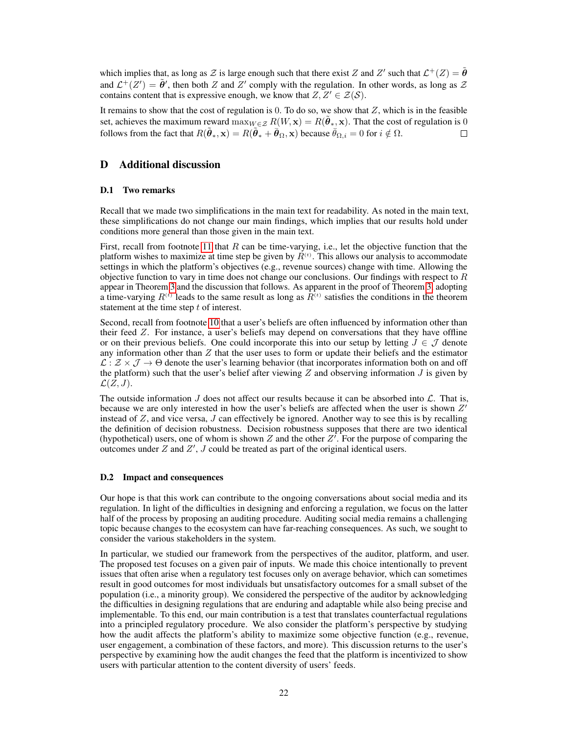which implies that, as long as $\mathcal{Z}$ is large enough such that there exist $Z$ and $Z'$ such that $\mathcal{L}^+(Z) = \tilde{\boldsymbol{\theta}}$ and $\mathcal{L}^+(Z') = \tilde{\boldsymbol{\theta}}'$, then both $Z$ and $Z'$ comply with the regulation. In other words, as long as $\mathcal{Z}$ contains content that is expressive enough, we know that $Z, Z' \in \mathcal{Z}(\mathcal{S})$.

It remains to show that the cost of regulation is 0. To do so, we show that $Z$, which is in the feasible set, achieves the maximum reward $\max_{W \in \mathcal{Z}} R(W, \mathbf{x}) = R(\tilde{\boldsymbol{\theta}}_*, \mathbf{x})$. That the cost of regulation is 0 follows from the fact that $R(\tilde{\boldsymbol{\theta}}_*, \mathbf{x}) = R(\tilde{\boldsymbol{\theta}}_* + \bar{\boldsymbol{\theta}}_\Omega, \mathbf{x})$ because $\bar{\theta}_{\Omega,i} = 0$ for $i \notin \Omega$. □

# D Additional discussion

## D.1 Two remarks

Recall that we made two simplifications in the main text for readability. As noted in the main text, these simplifications do not change our main findings, which implies that our results hold under conditions more general than those given in the main text.

First, recall from footnote 11 that $R$ can be time-varying, i.e., let the objective function that the platform wishes to maximize at time step be given by $R^{(t)}$. This allows our analysis to accommodate settings in which the platform's objectives (e.g., revenue sources) change with time. Allowing the objective function to vary in time does not change our conclusions. Our findings with respect to $R$ appear in Theorem 3 and the discussion that follows. As apparent in the proof of Theorem 3, adopting a time-varying $R^{(t)}$ leads to the same result as long as $R^{(t)}$ satisfies the conditions in the theorem statement at the time step $t$ of interest.

Second, recall from footnote 10 that a user's beliefs are often influenced by information other than their feed $Z$. For instance, a user's beliefs may depend on conversations that they have offline or on their previous beliefs. One could incorporate this into our setup by letting $J \in \mathcal{J}$ denote any information other than $Z$ that the user uses to form or update their beliefs and the estimator $\mathcal{L} : \mathcal{Z} \times \mathcal{J} \to \Theta$ denote the user's learning behavior (that incorporates information both on and off the platform) such that the user's belief after viewing $Z$ and observing information $J$ is given by $\mathcal{L}(Z, J)$.

The outside information $J$ does not affect our results because it can be absorbed into $\mathcal{L}$. That is, because we are only interested in how the user's beliefs are affected when the user is shown $Z'$ instead of $Z$, and vice versa, $J$ can effectively be ignored. Another way to see this is by recalling the definition of decision robustness. Decision robustness supposes that there are two identical (hypothetical) users, one of whom is shown $Z$ and the other $Z'$. For the purpose of comparing the outcomes under $Z$ and $Z'$, $J$ could be treated as part of the original identical users.

## D.2 Impact and consequences

Our hope is that this work can contribute to the ongoing conversations about social media and its regulation. In light of the difficulties in designing and enforcing a regulation, we focus on the latter half of the process by proposing an auditing procedure. Auditing social media remains a challenging topic because changes to the ecosystem can have far-reaching consequences. As such, we sought to consider the various stakeholders in the system.

In particular, we studied our framework from the perspectives of the auditor, platform, and user. The proposed test focuses on a given pair of inputs. We made this choice intentionally to prevent issues that often arise when a regulatory test focuses only on average behavior, which can sometimes result in good outcomes for most individuals but unsatisfactory outcomes for a small subset of the population (i.e., a minority group). We considered the perspective of the auditor by acknowledging the difficulties in designing regulations that are enduring and adaptable while also being precise and implementable. To this end, our main contribution is a test that translates counterfactual regulations into a principled regulatory procedure. We also consider the platform's perspective by studying how the audit affects the platform's ability to maximize some objective function (e.g., revenue, user engagement, a combination of these factors, and more). This discussion returns to the user's perspective by examining how the audit changes the feed that the platform is incentivized to show users with particular attention to the content diversity of users' feeds.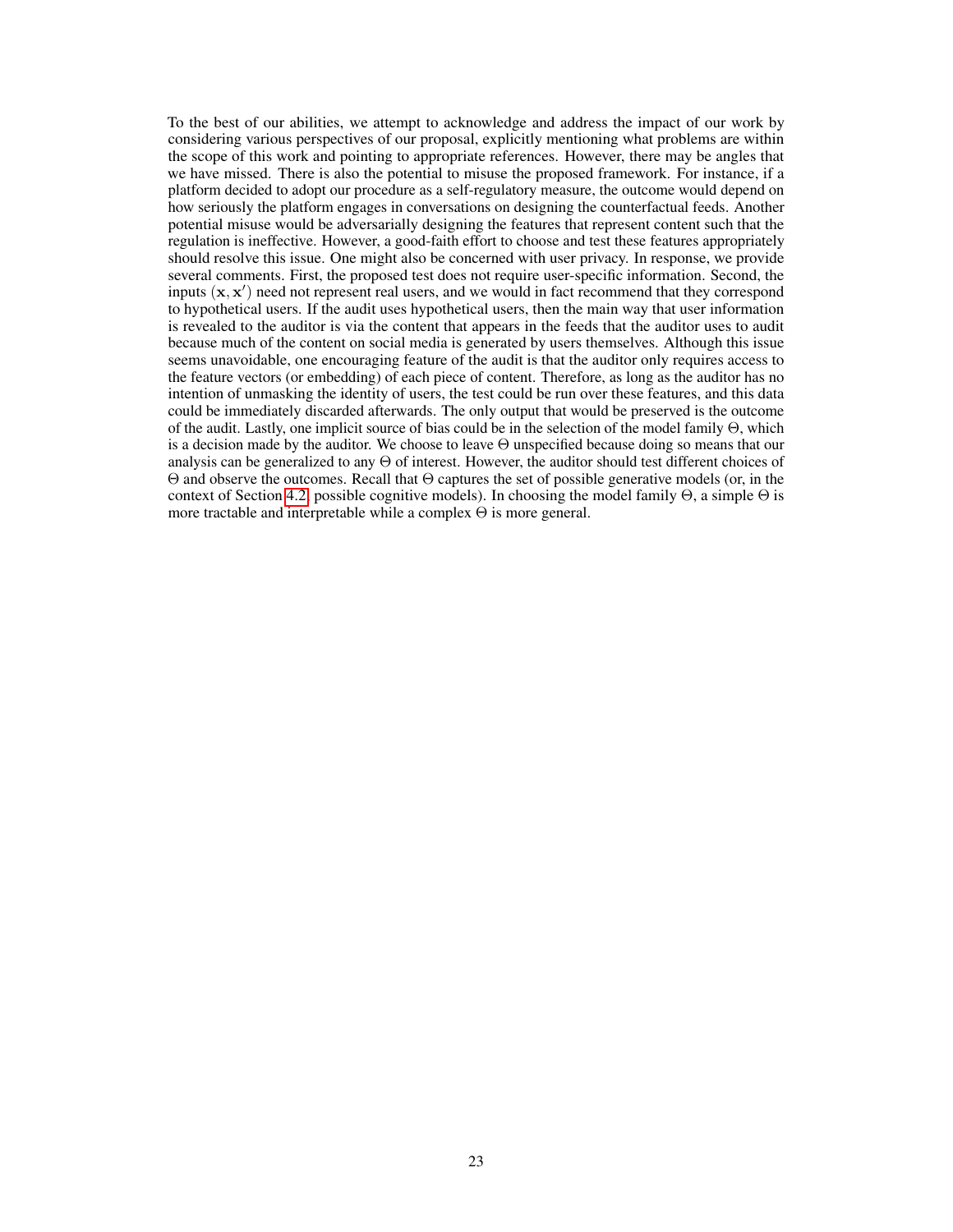To the best of our abilities, we attempt to acknowledge and address the impact of our work by considering various perspectives of our proposal, explicitly mentioning what problems are within the scope of this work and pointing to appropriate references. However, there may be angles that we have missed. There is also the potential to misuse the proposed framework. For instance, if a platform decided to adopt our procedure as a self-regulatory measure, the outcome would depend on how seriously the platform engages in conversations on designing the counterfactual feeds. Another potential misuse would be adversarially designing the features that represent content such that the regulation is ineffective. However, a good-faith effort to choose and test these features appropriately should resolve this issue. One might also be concerned with user privacy. In response, we provide several comments. First, the proposed test does not require user-specific information. Second, the inputs $(\mathbf{x}, \mathbf{x}')$ need not represent real users, and we would in fact recommend that they correspond to hypothetical users. If the audit uses hypothetical users, then the main way that user information is revealed to the auditor is via the content that appears in the feeds that the auditor uses to audit because much of the content on social media is generated by users themselves. Although this issue seems unavoidable, one encouraging feature of the audit is that the auditor only requires access to the feature vectors (or embedding) of each piece of content. Therefore, as long as the auditor has no intention of unmasking the identity of users, the test could be run over these features, and this data could be immediately discarded afterwards. The only output that would be preserved is the outcome of the audit. Lastly, one implicit source of bias could be in the selection of the model family $\Theta$, which is a decision made by the auditor. We choose to leave $\Theta$ unspecified because doing so means that our analysis can be generalized to any $\Theta$ of interest. However, the auditor should test different choices of $\Theta$ and observe the outcomes. Recall that $\Theta$ captures the set of possible generative models (or, in the context of Section 4.2, possible cognitive models). In choosing the model family $\Theta$, a simple $\Theta$ is more tractable and interpretable while a complex $\Theta$ is more general.